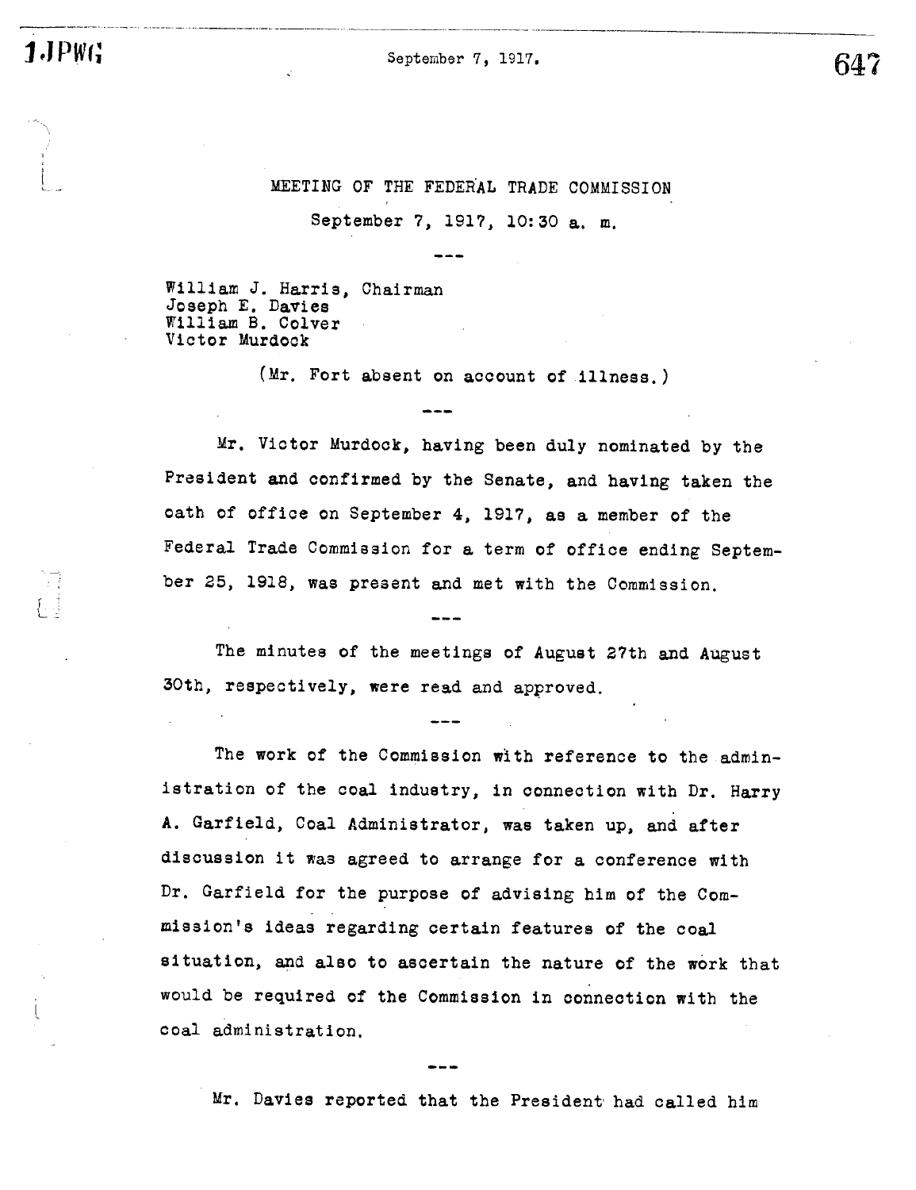# MEETING OF THE FEDERAL TRADE COMMISSION

September 7, 1917, 10:30 a. m.

---

William J. Harris, Chairman
Joseph E. Davies
William B. Colver
Victor Murdock

(Mr. Fort absent on account of illness.)

---

Mr. Victor Murdock, having been duly nominated by the President and confirmed by the Senate, and having taken the oath of office on September 4, 1917, as a member of the Federal Trade Commission for a term of office ending September 25, 1918, was present and met with the Commission.

---

The minutes of the meetings of August 27th and August 30th, respectively, were read and approved.

---

The work of the Commission with reference to the administration of the coal industry, in connection with Dr. Harry A. Garfield, Coal Administrator, was taken up, and after discussion it was agreed to arrange for a conference with Dr. Garfield for the purpose of advising him of the Commission's ideas regarding certain features of the coal situation, and also to ascertain the nature of the work that would be required of the Commission in connection with the coal administration.

---

Mr. Davies reported that the President had called him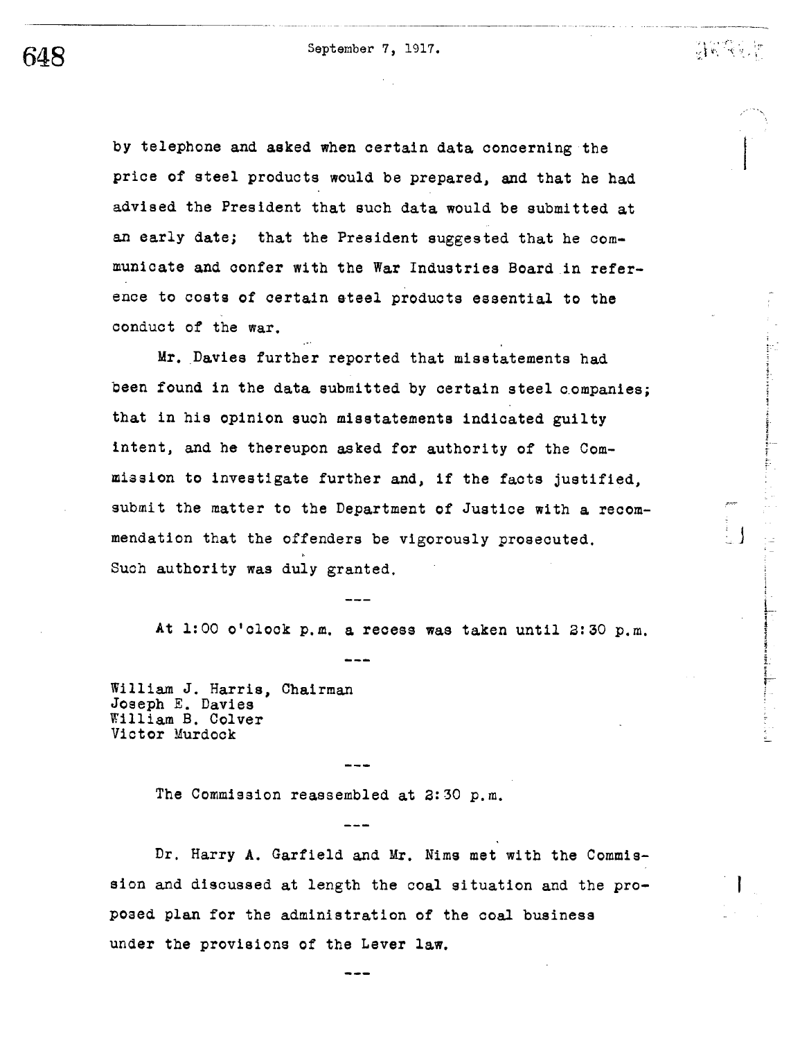by telephone and asked when certain data concerning the price of steel products would be prepared, and that he had advised the President that such data would be submitted at an early date; that the President suggested that he communicate and confer with the War Industries Board in reference to costs of certain steel products essential to the conduct of the war.

Mr. Davies further reported that misstatements had been found in the data submitted by certain steel companies; that in his opinion such misstatements indicated guilty intent, and he thereupon asked for authority of the Commission to investigate further and, if the facts justified, submit the matter to the Department of Justice with a recommendation that the offenders be vigorously prosecuted. Such authority was duly granted.

---

At 1:00 o'clock p.m. a recess was taken until 2:30 p.m.

---

William J. Harris, Chairman
Joseph E. Davies
William B. Colver
Victor Murdock

---

The Commission reassembled at 2:30 p.m.

---

Dr. Harry A. Garfield and Mr. Nims met with the Commission and discussed at length the coal situation and the proposed plan for the administration of the coal business under the provisions of the Lever law.

---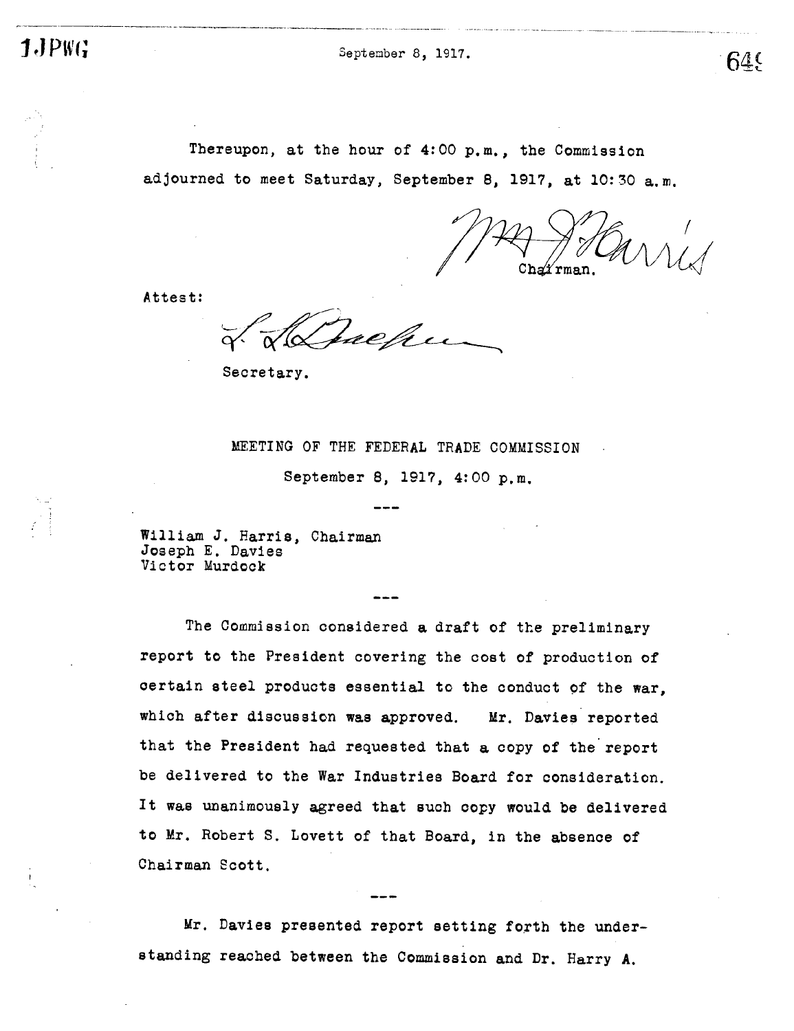Thereupon, at the hour of 4:00 p.m., the Commission adjourned to meet Saturday, September 8, 1917, at 10:30 a.m.

Wm J Harris
Chairman.

Attest:

L. L. Bracken
Secretary.

## MEETING OF THE FEDERAL TRADE COMMISSION

September 8, 1917, 4:00 p.m.

---

William J. Harris, Chairman
Joseph E. Davies
Victor Murdock

---

The Commission considered a draft of the preliminary report to the President covering the cost of production of certain steel products essential to the conduct of the war, which after discussion was approved. Mr. Davies reported that the President had requested that a copy of the report be delivered to the War Industries Board for consideration. It was unanimously agreed that such copy would be delivered to Mr. Robert S. Lovett of that Board, in the absence of Chairman Scott.

---

Mr. Davies presented report setting forth the understanding reached between the Commission and Dr. Harry A.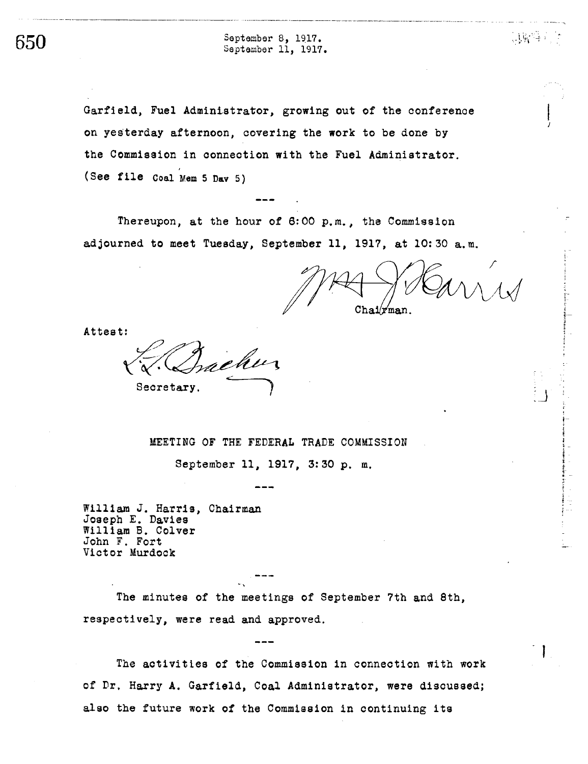Garfield, Fuel Administrator, growing out of the conference on yesterday afternoon, covering the work to be done by the Commission in connection with the Fuel Administrator. (See file Coal Mem 5 Dav 5)

---

Thereupon, at the hour of 6:00 p.m., the Commission adjourned to meet Tuesday, September 11, 1917, at 10:30 a.m.

Wm J Harris
Chairman.

Attest:

L. L. Bracken
Secretary.

## MEETING OF THE FEDERAL TRADE COMMISSION

September 11, 1917, 3:30 p. m.

---

William J. Harris, Chairman
Joseph E. Davies
William B. Colver
John F. Fort
Victor Murdock

---

The minutes of the meetings of September 7th and 8th, respectively, were read and approved.

---

The activities of the Commission in connection with work of Dr. Harry A. Garfield, Coal Administrator, were discussed; also the future work of the Commission in continuing its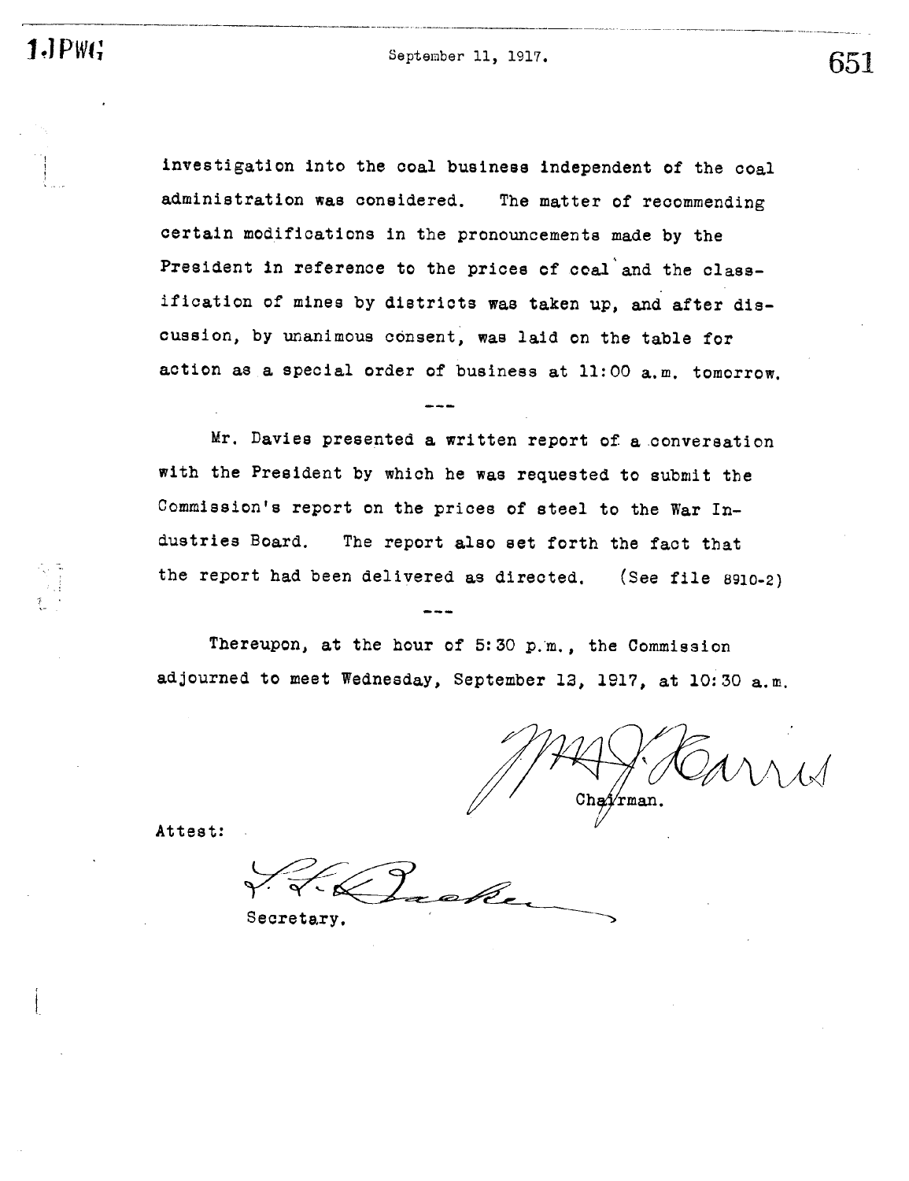investigation into the coal business independent of the coal administration was considered. The matter of recommending certain modifications in the pronouncements made by the President in reference to the prices of coal and the classification of mines by districts was taken up, and after discussion, by unanimous consent, was laid on the table for action as a special order of business at 11:00 a.m. tomorrow.

---

Mr. Davies presented a written report of a conversation with the President by which he was requested to submit the Commission's report on the prices of steel to the War Industries Board. The report also set forth the fact that the report had been delivered as directed. (See file 8910-2)

---

Thereupon, at the hour of 5:30 p.m., the Commission adjourned to meet Wednesday, September 12, 1917, at 10:30 a.m.

Wm. J. Harris

Chairman.

Attest:

L. L. Bracken

Secretary.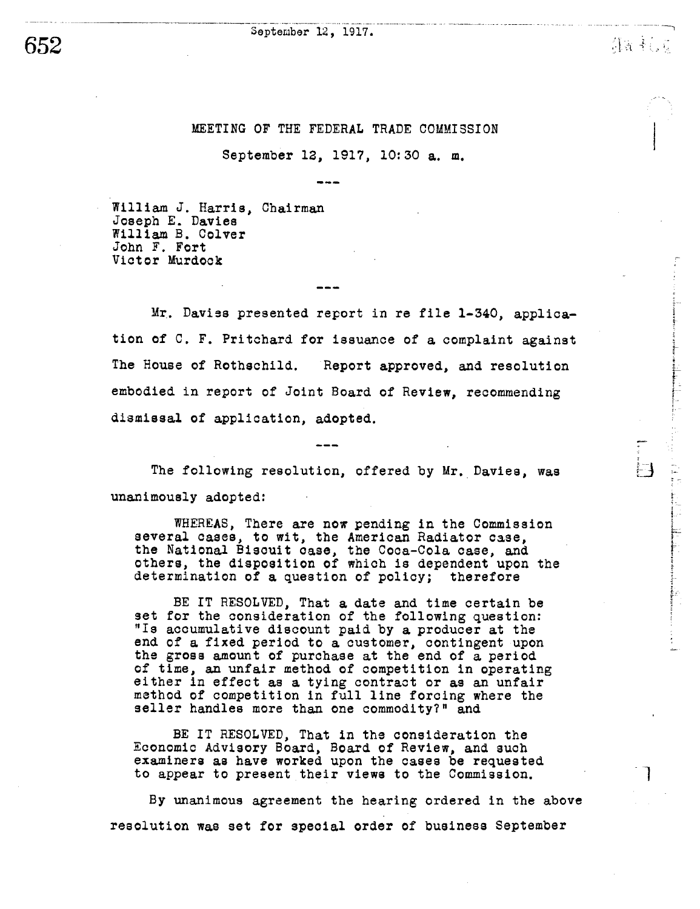## MEETING OF THE FEDERAL TRADE COMMISSION

September 12, 1917, 10:30 a. m.

---

William J. Harris, Chairman
Joseph E. Davies
William B. Colver
John F. Fort
Victor Murdock

---

Mr. Davies presented report in re file 1-340, application of C. F. Pritchard for issuance of a complaint against The House of Rothschild. Report approved, and resolution embodied in report of Joint Board of Review, recommending dismissal of application, adopted.

---

The following resolution, offered by Mr. Davies, was unanimously adopted:

> WHEREAS, There are now pending in the Commission several cases, to wit, the American Radiator case, the National Biscuit case, the Coca-Cola case, and others, the disposition of which is dependent upon the determination of a question of policy; therefore
>
> BE IT RESOLVED, That a date and time certain be set for the consideration of the following question: "Is accumulative discount paid by a producer at the end of a fixed period to a customer, contingent upon the gross amount of purchase at the end of a period of time, an unfair method of competition in operating either in effect as a tying contract or as an unfair method of competition in full line forcing where the seller handles more than one commodity?" and
>
> BE IT RESOLVED, That in the consideration the Economic Advisory Board, Board of Review, and such examiners as have worked upon the cases be requested to appear to present their views to the Commission.

By unanimous agreement the hearing ordered in the above resolution was set for special order of business September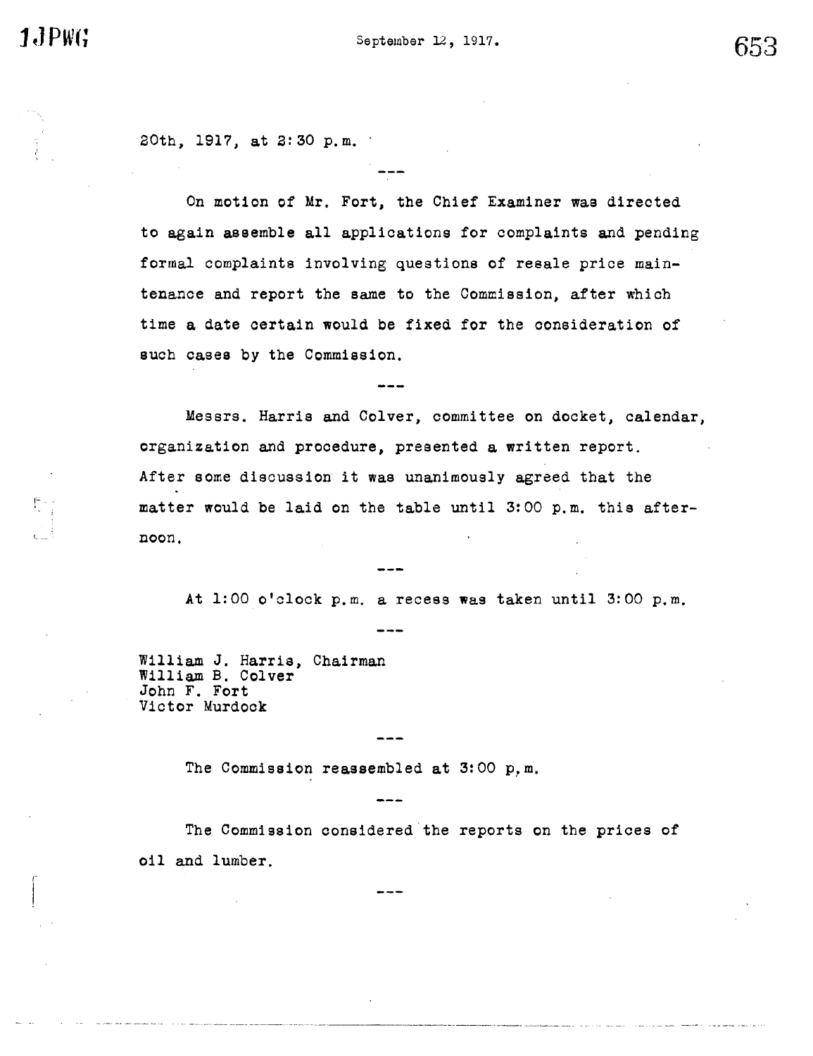20th, 1917, at 2:30 p.m.

---

On motion of Mr. Fort, the Chief Examiner was directed to again assemble all applications for complaints and pending formal complaints involving questions of resale price maintenance and report the same to the Commission, after which time a date certain would be fixed for the consideration of such cases by the Commission.

---

Messrs. Harris and Colver, committee on docket, calendar, organization and procedure, presented a written report. After some discussion it was unanimously agreed that the matter would be laid on the table until 3:00 p.m. this afternoon.

---

At 1:00 o'clock p.m. a recess was taken until 3:00 p.m.

---

William J. Harris, Chairman
William B. Colver
John F. Fort
Victor Murdock

---

The Commission reassembled at 3:00 p.m.

---

The Commission considered the reports on the prices of oil and lumber.

---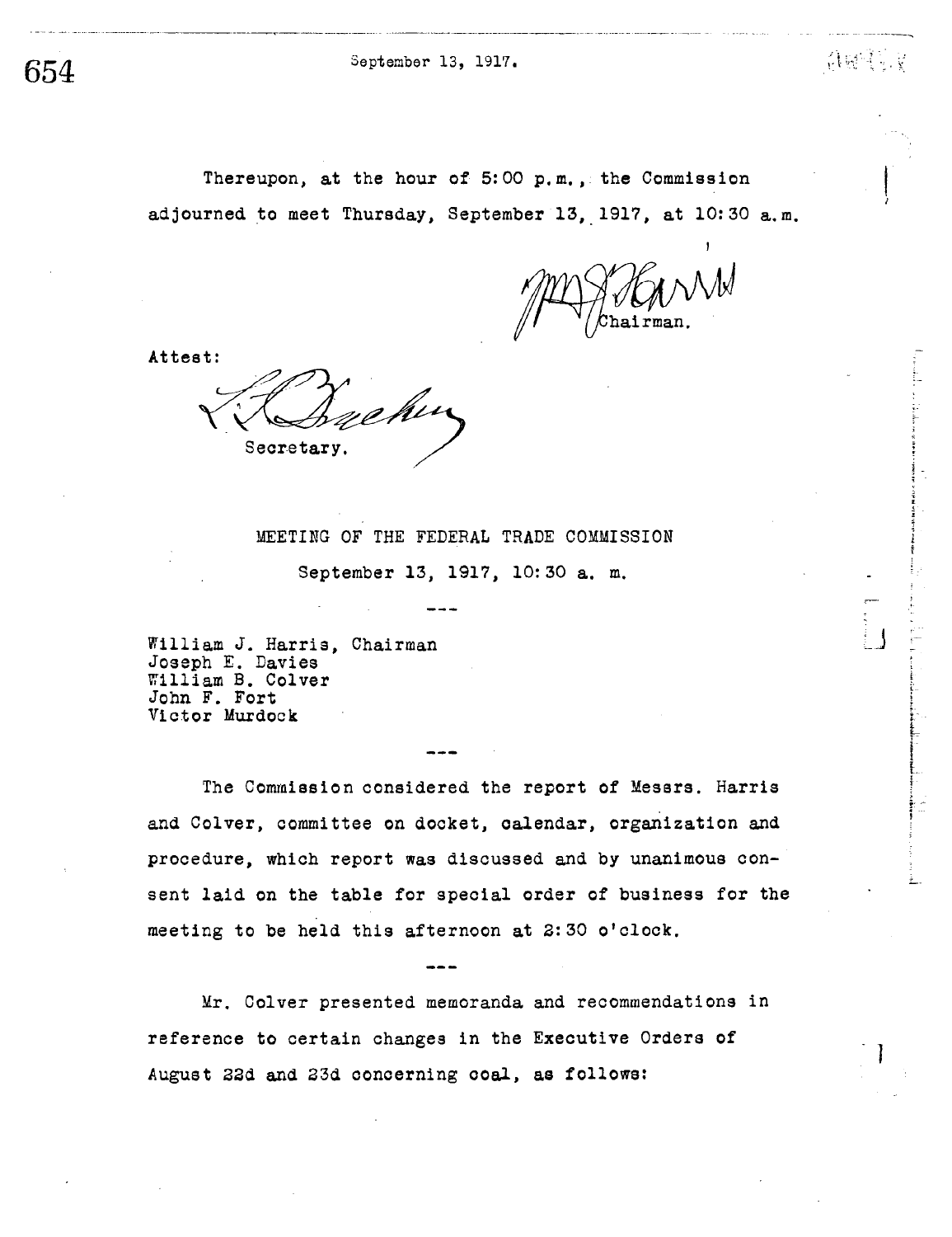Thereupon, at the hour of 5:00 p.m., the Commission adjourned to meet Thursday, September 13, 1917, at 10:30 a.m.

Chairman.

Attest:

Secretary.

MEETING OF THE FEDERAL TRADE COMMISSION

September 13, 1917, 10:30 a. m.

---

William J. Harris, Chairman
Joseph E. Davies
William B. Colver
John F. Fort
Victor Murdock

---

The Commission considered the report of Messrs. Harris and Colver, committee on docket, calendar, organization and procedure, which report was discussed and by unanimous consent laid on the table for special order of business for the meeting to be held this afternoon at 2:30 o'clock.

---

Mr. Colver presented memoranda and recommendations in reference to certain changes in the Executive Orders of August 22d and 23d concerning coal, as follows: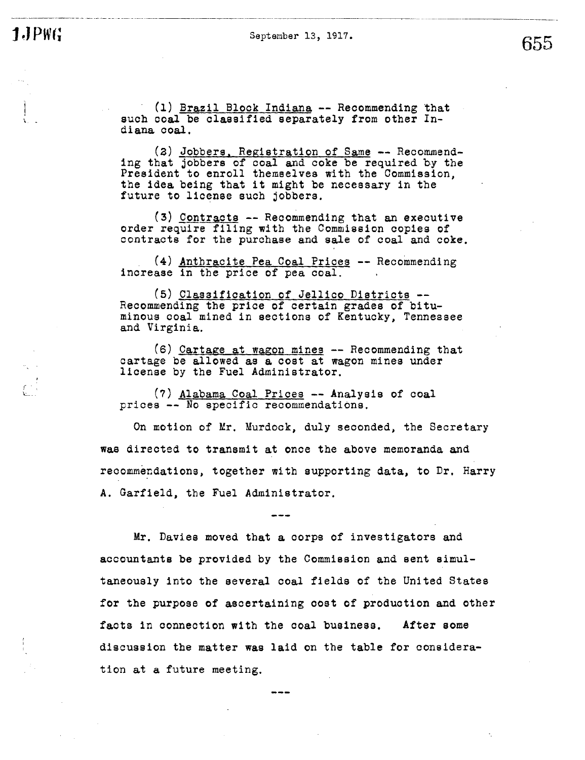(1) <u>Brazil Block Indiana</u> -- Recommending that such coal be classified separately from other Indiana coal.

(2) <u>Jobbers, Registration of Same</u> -- Recommending that jobbers of coal and coke be required by the President to enroll themselves with the Commission, the idea being that it might be necessary in the future to license such jobbers.

(3) <u>Contracts</u> -- Recommending that an executive order require filing with the Commission copies of contracts for the purchase and sale of coal and coke.

(4) <u>Anthracite Pea Coal Prices</u> -- Recommending increase in the price of pea coal.

(5) <u>Classification of Jellico Districts</u> -- Recommending the price of certain grades of bituminous coal mined in sections of Kentucky, Tennessee and Virginia.

(6) <u>Cartage at wagon mines</u> -- Recommending that cartage be allowed as a cost at wagon mines under license by the Fuel Administrator.

(7) <u>Alabama Coal Prices</u> -- Analysis of coal prices -- No specific recommendations.

On motion of Mr. Murdock, duly seconded, the Secretary was directed to transmit at once the above memoranda and recommendations, together with supporting data, to Dr. Harry A. Garfield, the Fuel Administrator.

---

Mr. Davies moved that a corps of investigators and accountants be provided by the Commission and sent simultaneously into the several coal fields of the United States for the purpose of ascertaining cost of production and other facts in connection with the coal business. After some discussion the matter was laid on the table for consideration at a future meeting.

---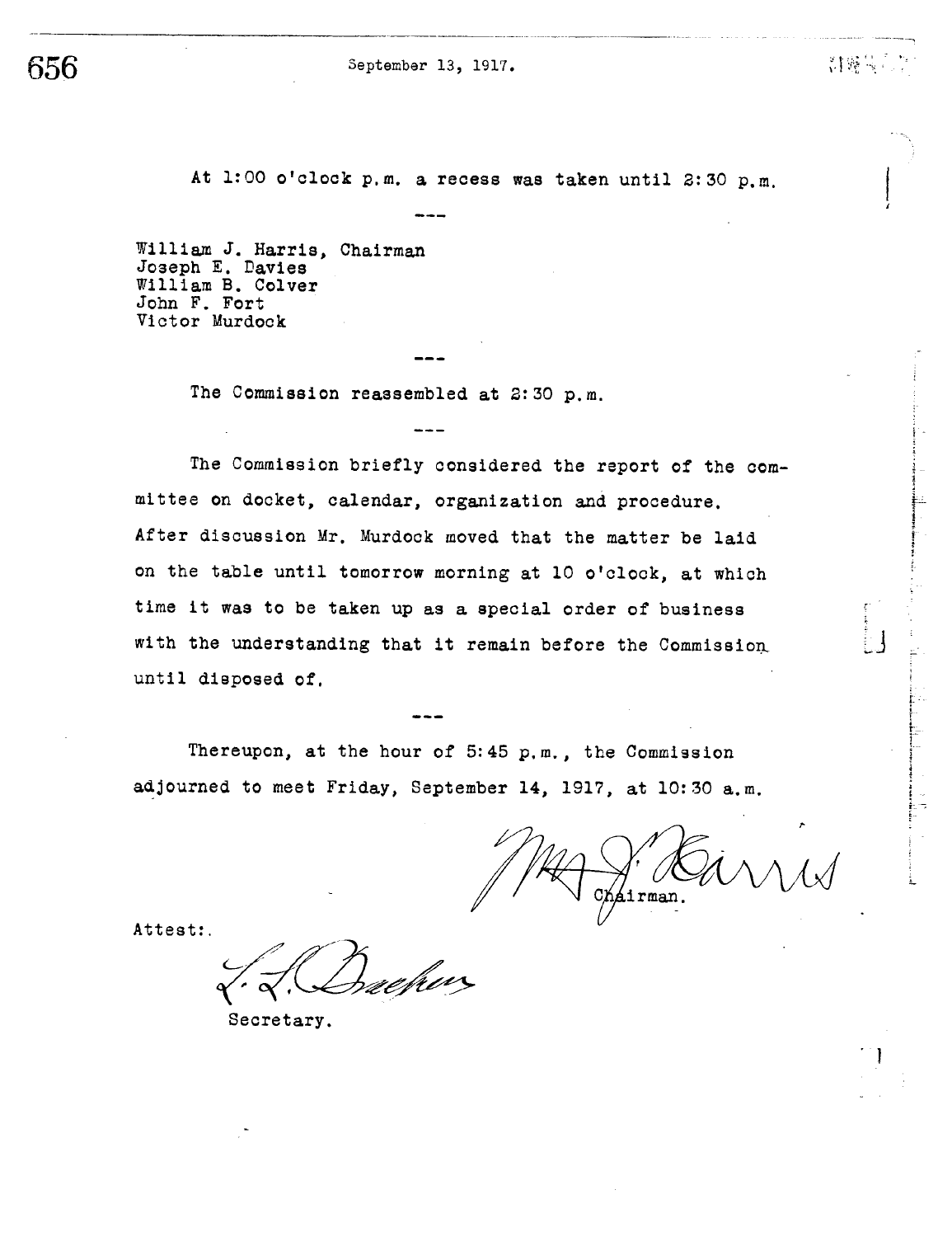September 13, 1917.

At 1:00 o'clock p.m. a recess was taken until 2:30 p.m.

---

William J. Harris, Chairman
Joseph E. Davies
William B. Colver
John F. Fort
Victor Murdock

---

The Commission reassembled at 2:30 p.m.

---

The Commission briefly considered the report of the committee on docket, calendar, organization and procedure. After discussion Mr. Murdock moved that the matter be laid on the table until tomorrow morning at 10 o'clock, at which time it was to be taken up as a special order of business with the understanding that it remain before the Commission until disposed of.

---

Thereupon, at the hour of 5:45 p.m., the Commission adjourned to meet Friday, September 14, 1917, at 10:30 a.m.

Wm J. Harris
Chairman.

Attest:.

L. L. Bracken
Secretary.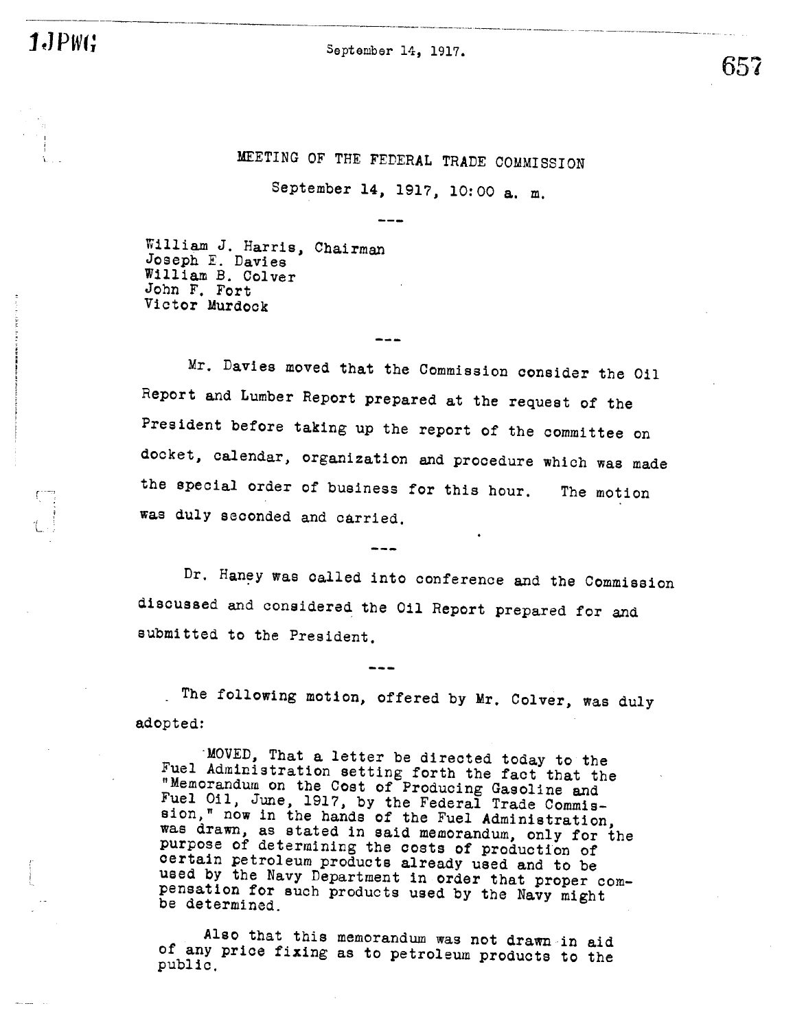September 14, 1917.

# MEETING OF THE FEDERAL TRADE COMMISSION

September 14, 1917, 10:00 a. m.

---

William J. Harris, Chairman
Joseph E. Davies
William B. Colver
John F. Fort
Victor Murdock

---

Mr. Davies moved that the Commission consider the Oil Report and Lumber Report prepared at the request of the President before taking up the report of the committee on docket, calendar, organization and procedure which was made the special order of business for this hour. The motion was duly seconded and carried.

---

Dr. Haney was called into conference and the Commission discussed and considered the Oil Report prepared for and submitted to the President.

---

The following motion, offered by Mr. Colver, was duly adopted:

> MOVED, That a letter be directed today to the Fuel Administration setting forth the fact that the "Memorandum on the Cost of Producing Gasoline and Fuel Oil, June, 1917, by the Federal Trade Commission," now in the hands of the Fuel Administration, was drawn, as stated in said memorandum, only for the purpose of determining the costs of production of certain petroleum products already used and to be used by the Navy Department in order that proper compensation for such products used by the Navy might be determined.
>
> Also that this memorandum was not drawn in aid of any price fixing as to petroleum products to the public.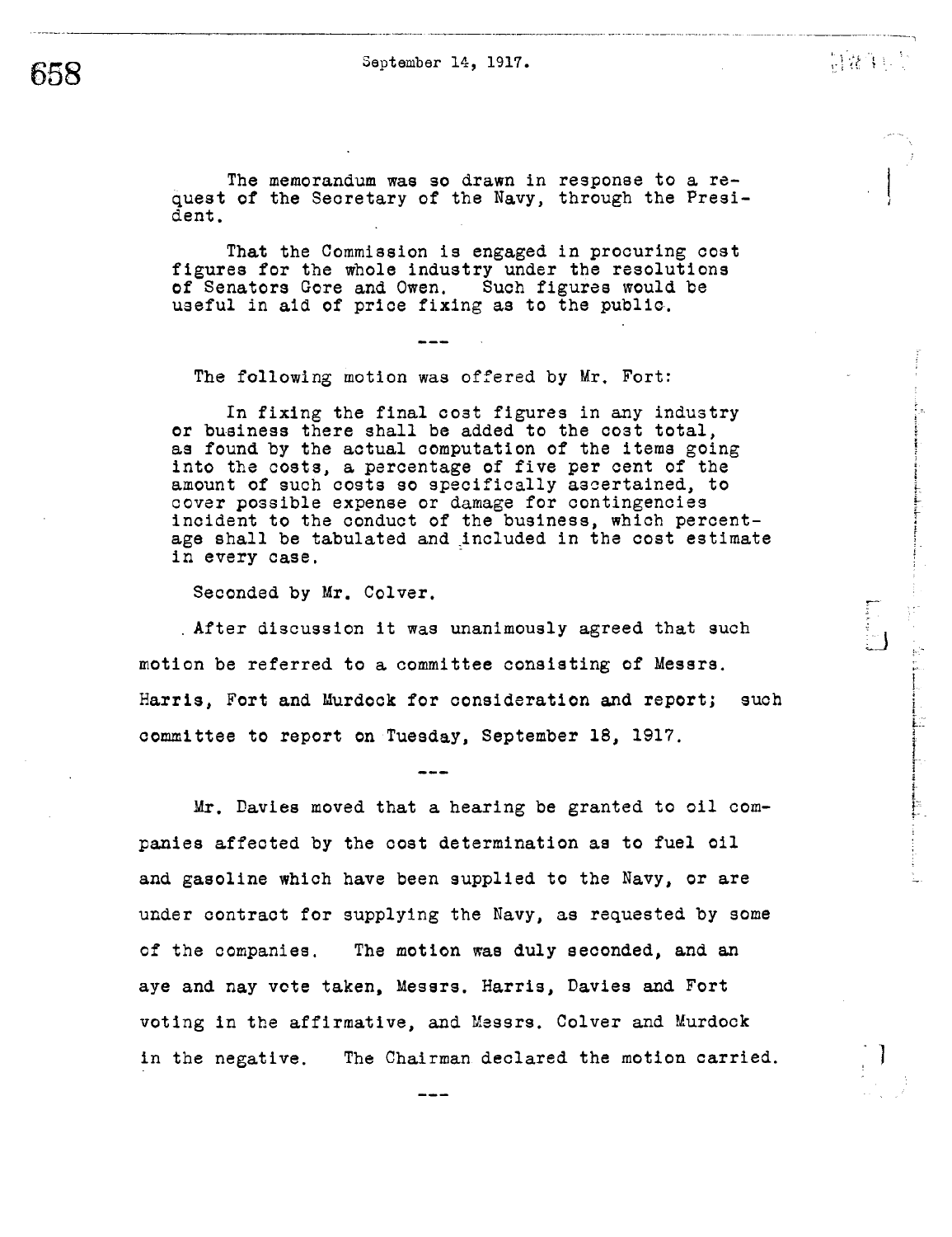The memorandum was so drawn in response to a request of the Secretary of the Navy, through the President.

That the Commission is engaged in procuring cost figures for the whole industry under the resolutions of Senators Gore and Owen. Such figures would be useful in aid of price fixing as to the public.

---

The following motion was offered by Mr. Fort:

In fixing the final cost figures in any industry or business there shall be added to the cost total, as found by the actual computation of the items going into the costs, a percentage of five per cent of the amount of such costs so specifically ascertained, to cover possible expense or damage for contingencies incident to the conduct of the business, which percentage shall be tabulated and included in the cost estimate in every case.

Seconded by Mr. Colver.

After discussion it was unanimously agreed that such motion be referred to a committee consisting of Messrs. Harris, Fort and Murdock for consideration and report; such committee to report on Tuesday, September 18, 1917.

---

Mr. Davies moved that a hearing be granted to oil companies affected by the cost determination as to fuel oil and gasoline which have been supplied to the Navy, or are under contract for supplying the Navy, as requested by some of the companies. The motion was duly seconded, and an aye and nay vote taken, Messrs. Harris, Davies and Fort voting in the affirmative, and Messrs. Colver and Murdock in the negative. The Chairman declared the motion carried.

---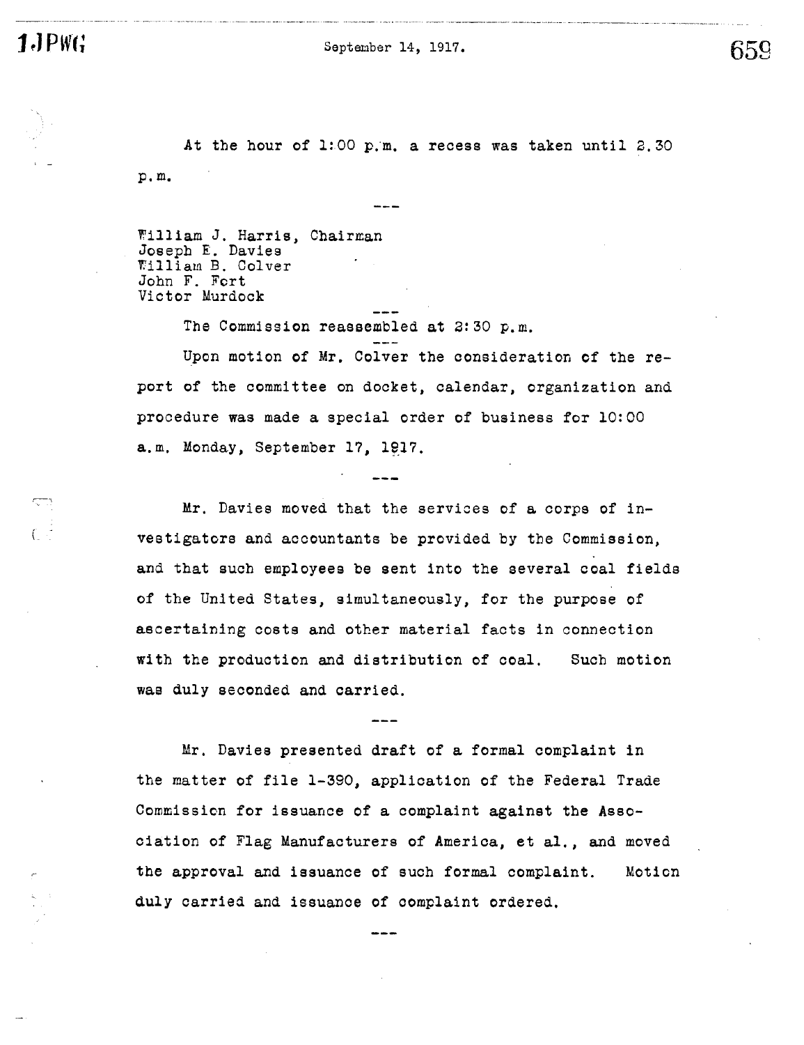At the hour of 1:00 p.m. a recess was taken until 2.30 p.m.

---

William J. Harris, Chairman
Joseph E. Davies
William B. Colver
John F. Fort
Victor Murdock

---

The Commission reassembled at 2:30 p.m.

---

Upon motion of Mr. Colver the consideration of the report of the committee on docket, calendar, organization and procedure was made a special order of business for 10:00 a.m. Monday, September 17, 1917.

---

Mr. Davies moved that the services of a corps of investigators and accountants be provided by the Commission, and that such employees be sent into the several coal fields of the United States, simultaneously, for the purpose of ascertaining costs and other material facts in connection with the production and distribution of coal. Such motion was duly seconded and carried.

---

Mr. Davies presented draft of a formal complaint in the matter of file 1-390, application of the Federal Trade Commission for issuance of a complaint against the Association of Flag Manufacturers of America, et al., and moved the approval and issuance of such formal complaint. Motion duly carried and issuance of complaint ordered.

---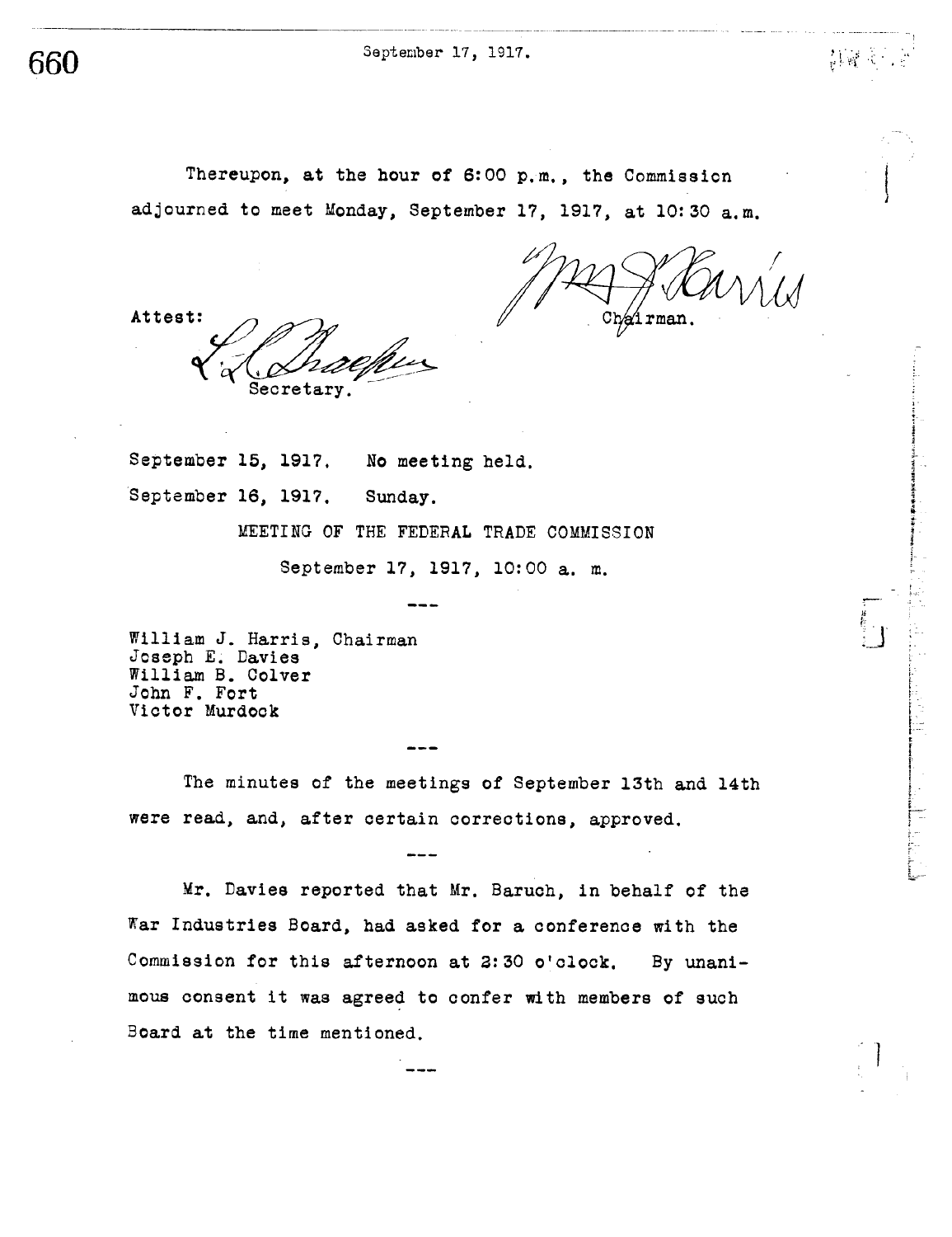Thereupon, at the hour of 6:00 p.m., the Commission adjourned to meet Monday, September 17, 1917, at 10:30 a.m.

W. J. Harris
Chairman.

Attest:
L. L. Thaeher
Secretary.

September 15, 1917. No meeting held.

September 16, 1917. Sunday.

MEETING OF THE FEDERAL TRADE COMMISSION

September 17, 1917, 10:00 a. m.

---

William J. Harris, Chairman
Joseph E. Davies
William B. Colver
John F. Fort
Victor Murdock

---

The minutes of the meetings of September 13th and 14th were read, and, after certain corrections, approved.

---

Mr. Davies reported that Mr. Baruch, in behalf of the War Industries Board, had asked for a conference with the Commission for this afternoon at 2:30 o'clock. By unanimous consent it was agreed to confer with members of such Board at the time mentioned.

---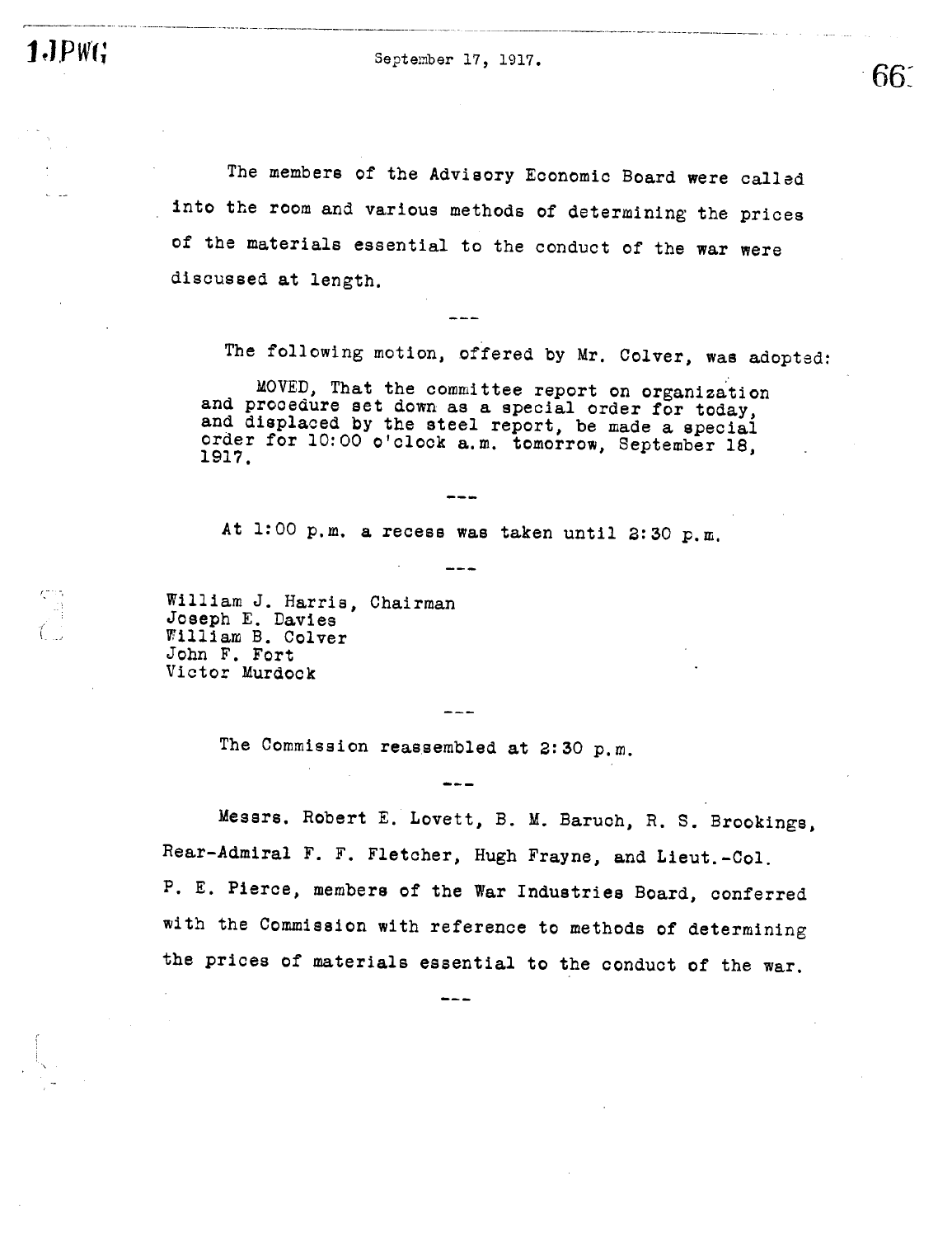September 17, 1917.

The members of the Advisory Economic Board were called into the room and various methods of determining the prices of the materials essential to the conduct of the war were discussed at length.

---

The following motion, offered by Mr. Colver, was adopted:

> MOVED, That the committee report on organization and procedure set down as a special order for today, and displaced by the steel report, be made a special order for 10:00 o'clock a.m. tomorrow, September 18, 1917.

---

At 1:00 p.m. a recess was taken until 2:30 p.m.

---

William J. Harris, Chairman
Joseph E. Davies
William B. Colver
John F. Fort
Victor Murdock

---

The Commission reassembled at 2:30 p.m.

---

Messrs. Robert E. Lovett, B. M. Baruch, R. S. Brookings, Rear-Admiral F. F. Fletcher, Hugh Frayne, and Lieut.-Col. P. E. Pierce, members of the War Industries Board, conferred with the Commission with reference to methods of determining the prices of materials essential to the conduct of the war.

---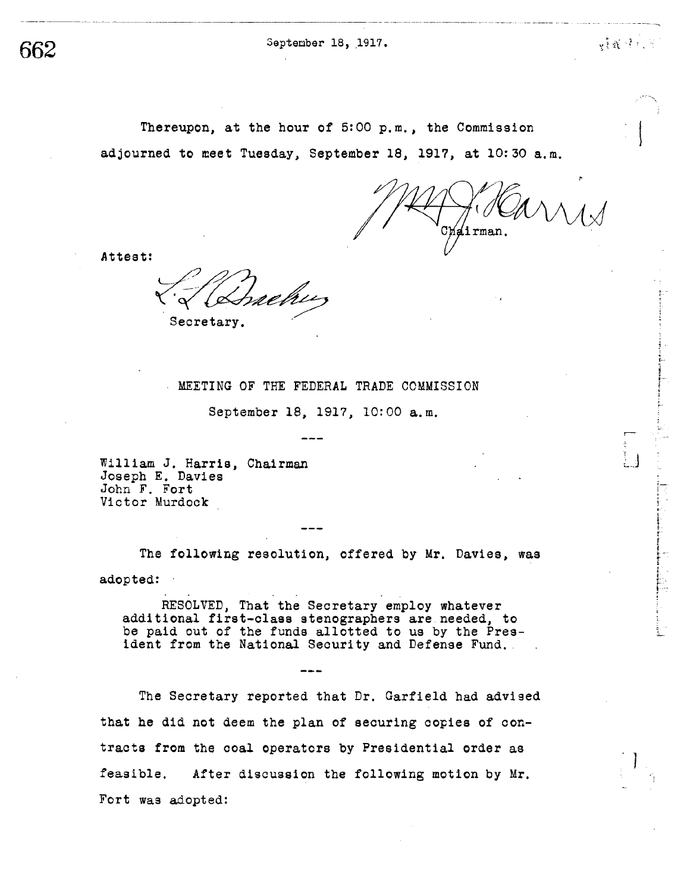Thereupon, at the hour of 5:00 p.m., the Commission adjourned to meet Tuesday, September 18, 1917, at 10:30 a.m.

W. J. Harris
Chairman.

Attest:

L. L. Bracken
Secretary.

## MEETING OF THE FEDERAL TRADE COMMISSION

September 18, 1917, 10:00 a.m.

---

William J. Harris, Chairman
Joseph E. Davies
John F. Fort
Victor Murdock

---

The following resolution, offered by Mr. Davies, was adopted:

> RESOLVED, That the Secretary employ whatever additional first-class stenographers are needed, to be paid out of the funds allotted to us by the President from the National Security and Defense Fund.

---

The Secretary reported that Dr. Garfield had advised that he did not deem the plan of securing copies of contracts from the coal operators by Presidential order as feasible. After discussion the following motion by Mr. Fort was adopted: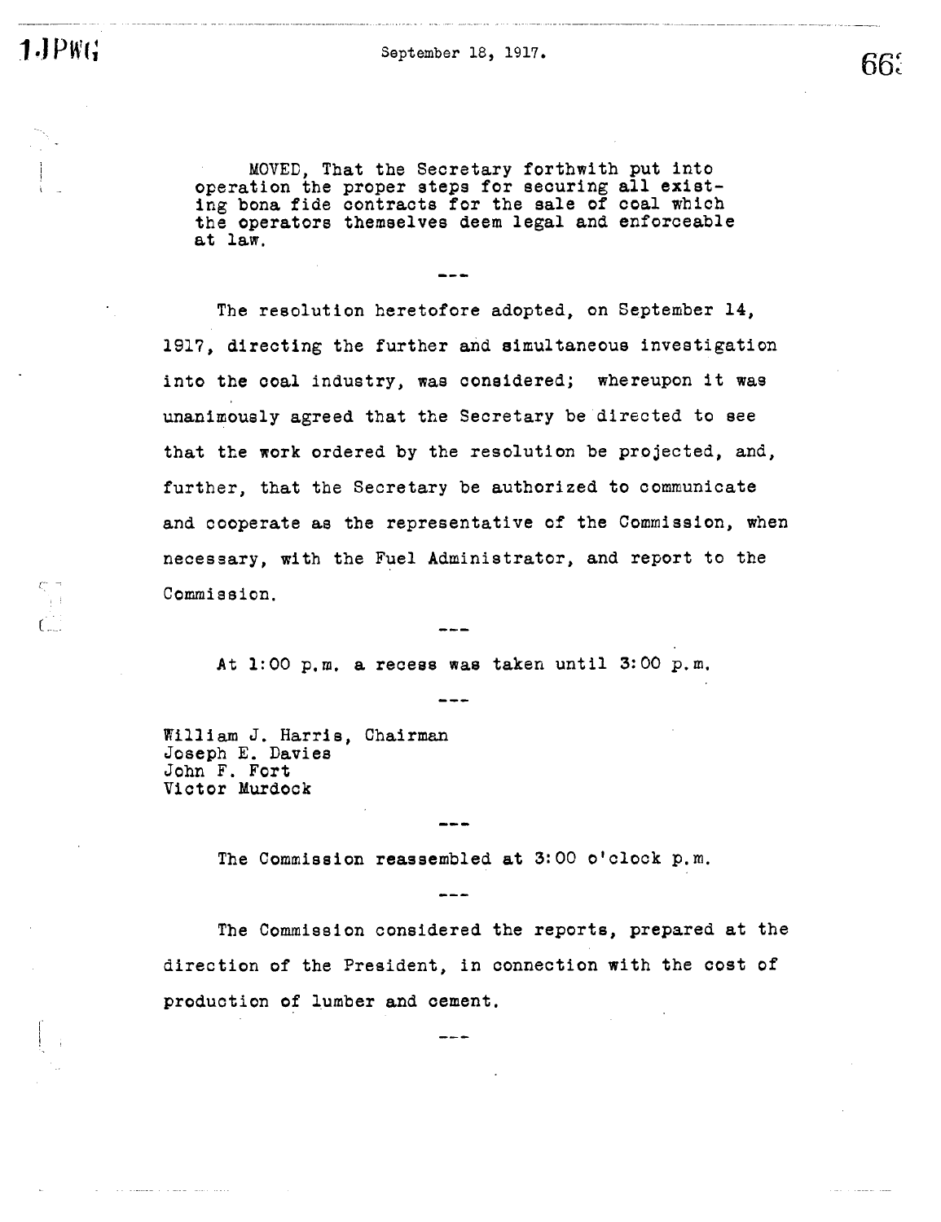September 18, 1917.

> MOVED, That the Secretary forthwith put into operation the proper steps for securing all existing bona fide contracts for the sale of coal which the operators themselves deem legal and enforceable at law.

---

The resolution heretofore adopted, on September 14, 1917, directing the further and simultaneous investigation into the coal industry, was considered; whereupon it was unanimously agreed that the Secretary be directed to see that the work ordered by the resolution be projected, and, further, that the Secretary be authorized to communicate and cooperate as the representative of the Commission, when necessary, with the Fuel Administrator, and report to the Commission.

---

At 1:00 p.m. a recess was taken until 3:00 p.m.

---

William J. Harris, Chairman
Joseph E. Davies
John F. Fort
Victor Murdock

---

The Commission reassembled at 3:00 o'clock p.m.

---

The Commission considered the reports, prepared at the direction of the President, in connection with the cost of production of lumber and cement.

---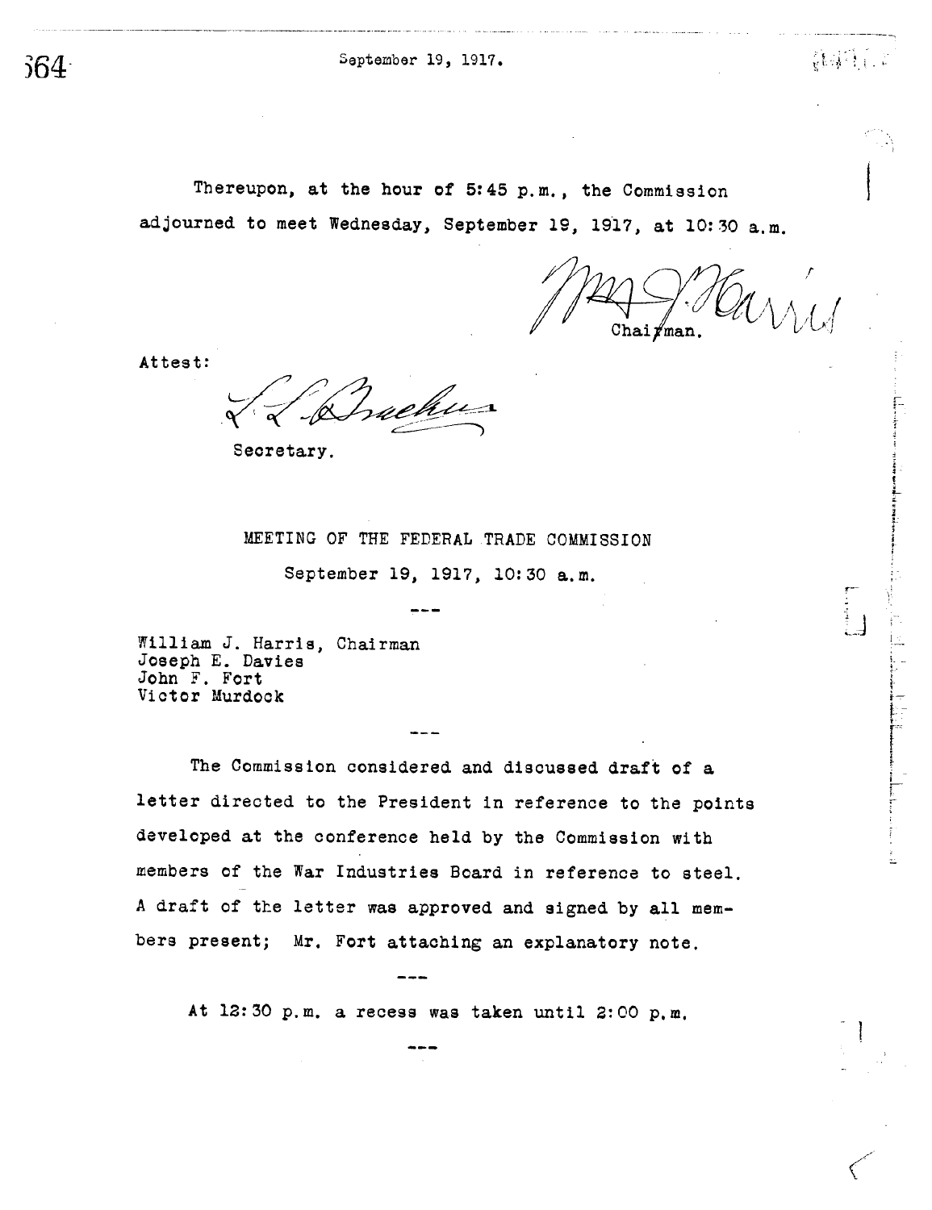Thereupon, at the hour of 5:45 p.m., the Commission adjourned to meet Wednesday, September 19, 1917, at 10:30 a.m.

Wm J. Harris
Chairman.

Attest:

L. L. Bracken
Secretary.

MEETING OF THE FEDERAL TRADE COMMISSION

September 19, 1917, 10:30 a.m.

---

William J. Harris, Chairman
Joseph E. Davies
John F. Fort
Victor Murdock

---

The Commission considered and discussed draft of a letter directed to the President in reference to the points developed at the conference held by the Commission with members of the War Industries Board in reference to steel. A draft of the letter was approved and signed by all members present; Mr. Fort attaching an explanatory note.

---

At 12:30 p.m. a recess was taken until 2:00 p.m.

---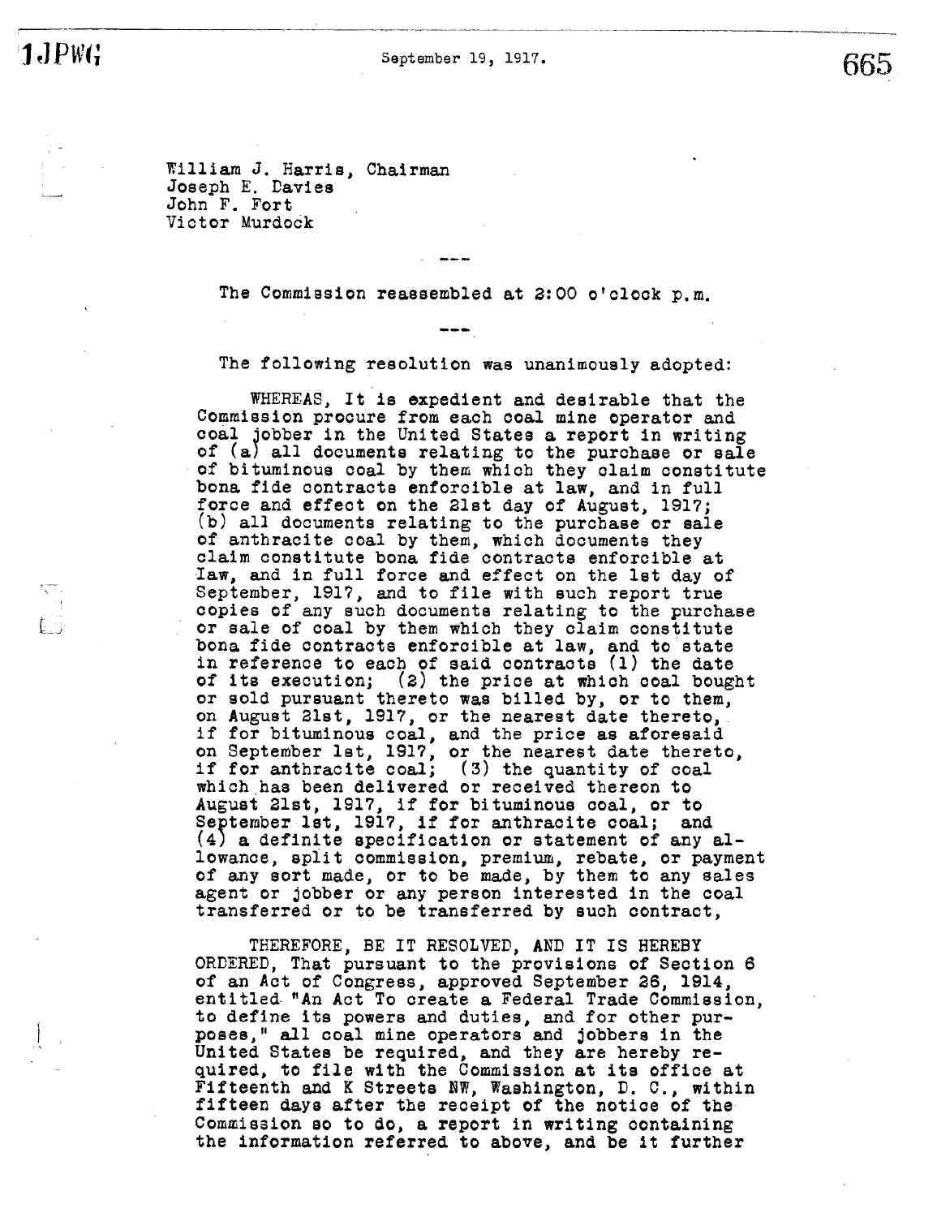September 19, 1917.

William J. Harris, Chairman
Joseph E. Davies
John F. Fort
Victor Murdock

---

The Commission reassembled at 2:00 o'clock p.m.

---

The following resolution was unanimously adopted:

WHEREAS, It is expedient and desirable that the Commission procure from each coal mine operator and coal jobber in the United States a report in writing of (a) all documents relating to the purchase or sale of bituminous coal by them which they claim constitute bona fide contracts enforcible at law, and in full force and effect on the 21st day of August, 1917; (b) all documents relating to the purchase or sale of anthracite coal by them, which documents they claim constitute bona fide contracts enforcible at law, and in full force and effect on the 1st day of September, 1917, and to file with such report true copies of any such documents relating to the purchase or sale of coal by them which they claim constitute bona fide contracts enforcible at law, and to state in reference to each of said contracts (1) the date of its execution; (2) the price at which coal bought or sold pursuant thereto was billed by, or to them, on August 21st, 1917, or the nearest date thereto, if for bituminous coal, and the price as aforesaid on September 1st, 1917, or the nearest date thereto, if for anthracite coal; (3) the quantity of coal which has been delivered or received thereon to August 21st, 1917, if for bituminous coal, or to September 1st, 1917, if for anthracite coal; and (4) a definite specification or statement of any allowance, split commission, premium, rebate, or payment of any sort made, or to be made, by them to any sales agent or jobber or any person interested in the coal transferred or to be transferred by such contract,

THEREFORE, BE IT RESOLVED, AND IT IS HEREBY ORDERED, That pursuant to the provisions of Section 6 of an Act of Congress, approved September 26, 1914, entitled "An Act To create a Federal Trade Commission, to define its powers and duties, and for other purposes," all coal mine operators and jobbers in the United States be required, and they are hereby required, to file with the Commission at its office at Fifteenth and K Streets NW, Washington, D. C., within fifteen days after the receipt of the notice of the Commission so to do, a report in writing containing the information referred to above, and be it further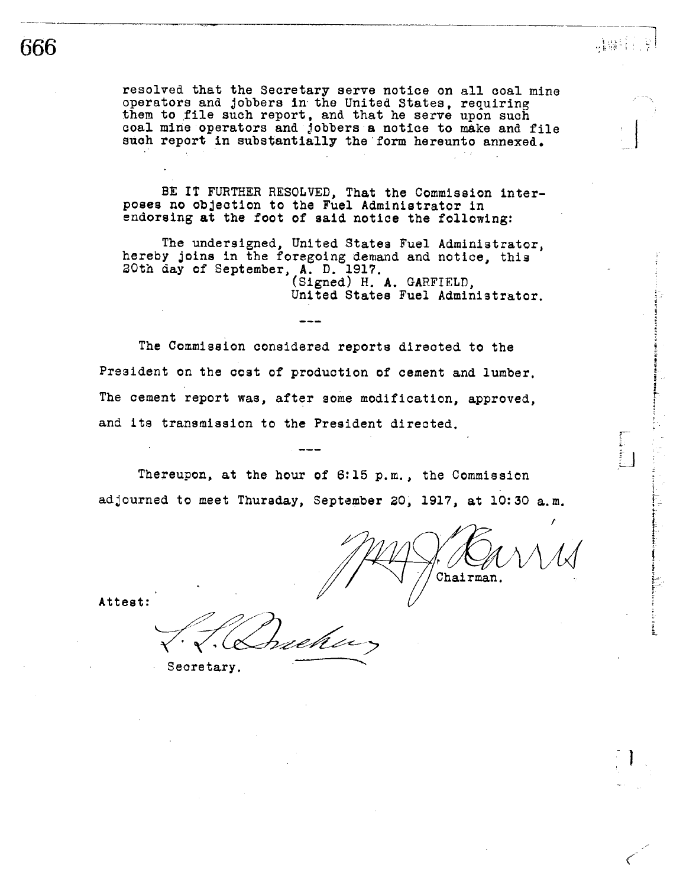resolved that the Secretary serve notice on all coal mine operators and jobbers in the United States, requiring them to file such report, and that he serve upon such coal mine operators and jobbers a notice to make and file such report in substantially the form hereunto annexed.

BE IT FURTHER RESOLVED, That the Commission interposes no objection to the Fuel Administrator in endorsing at the foot of said notice the following:

The undersigned, United States Fuel Administrator, hereby joins in the foregoing demand and notice, this 20th day of September, A. D. 1917.

(Signed) H. A. GARFIELD,
United States Fuel Administrator.

---

The Commission considered reports directed to the President on the cost of production of cement and lumber. The cement report was, after some modification, approved, and its transmission to the President directed.

---

Thereupon, at the hour of 6:15 p.m., the Commission adjourned to meet Thursday, September 20, 1917, at 10:30 a.m.

Wm. J. Harris
Chairman.

Attest:

L. L. Bracken
Secretary.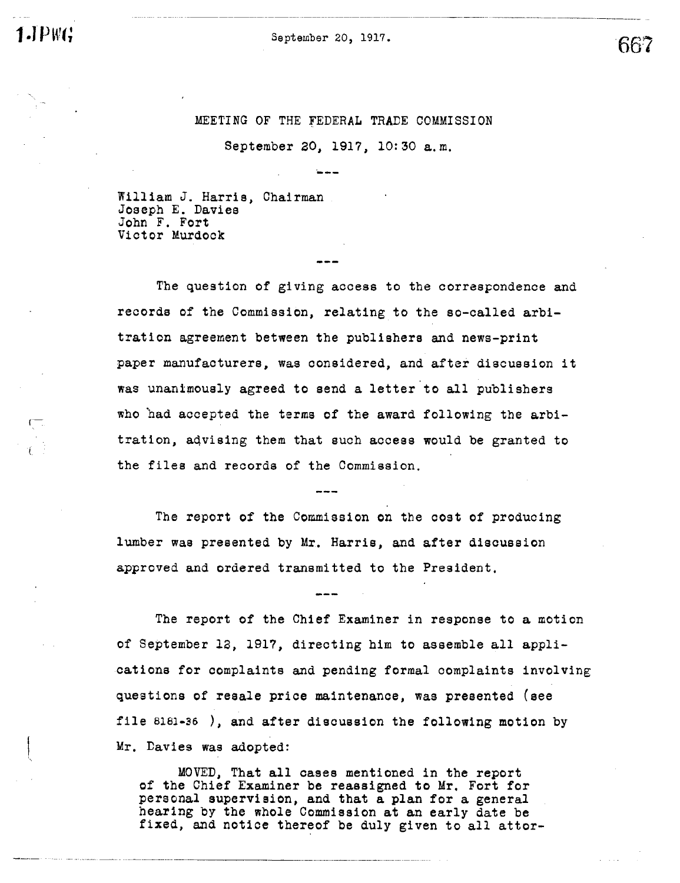September 20, 1917.

# MEETING OF THE FEDERAL TRADE COMMISSION

September 20, 1917, 10:30 a.m.

---

William J. Harris, Chairman
Joseph E. Davies
John F. Fort
Victor Murdock

---

The question of giving access to the correspondence and records of the Commission, relating to the so-called arbitration agreement between the publishers and news-print paper manufacturers, was considered, and after discussion it was unanimously agreed to send a letter to all publishers who had accepted the terms of the award following the arbitration, advising them that such access would be granted to the files and records of the Commission.

---

The report of the Commission on the cost of producing lumber was presented by Mr. Harris, and after discussion approved and ordered transmitted to the President.

---

The report of the Chief Examiner in response to a motion of September 12, 1917, directing him to assemble all applications for complaints and pending formal complaints involving questions of resale price maintenance, was presented (see file 8181-36 ), and after discussion the following motion by Mr. Davies was adopted:

> MOVED, That all cases mentioned in the report of the Chief Examiner be reassigned to Mr. Fort for personal supervision, and that a plan for a general hearing by the whole Commission at an early date be fixed, and notice thereof be duly given to all attor-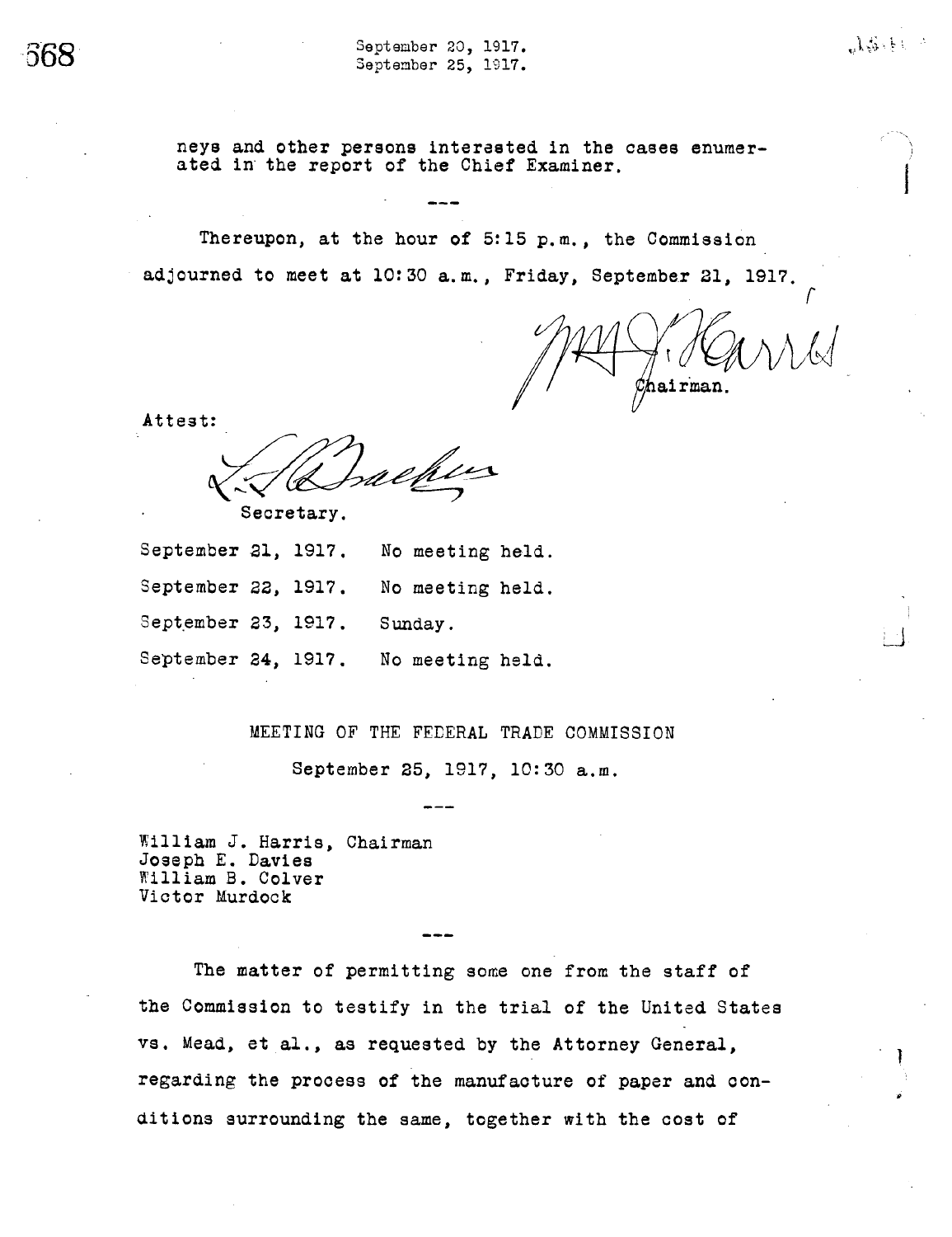neys and other persons interested in the cases enumerated in the report of the Chief Examiner.

---

Thereupon, at the hour of 5:15 p.m., the Commission adjourned to meet at 10:30 a.m., Friday, September 21, 1917.

Wm. J. Harris
Chairman.

Attest:

L. L. Bracken
Secretary.

September 21, 1917. No meeting held.

September 22, 1917. No meeting held.

September 23, 1917. Sunday.

September 24, 1917. No meeting held.

MEETING OF THE FEDERAL TRADE COMMISSION

September 25, 1917, 10:30 a.m.

---

William J. Harris, Chairman
Joseph E. Davies
William B. Colver
Victor Murdock

---

The matter of permitting some one from the staff of the Commission to testify in the trial of the United States vs. Mead, et al., as requested by the Attorney General, regarding the process of the manufacture of paper and conditions surrounding the same, together with the cost of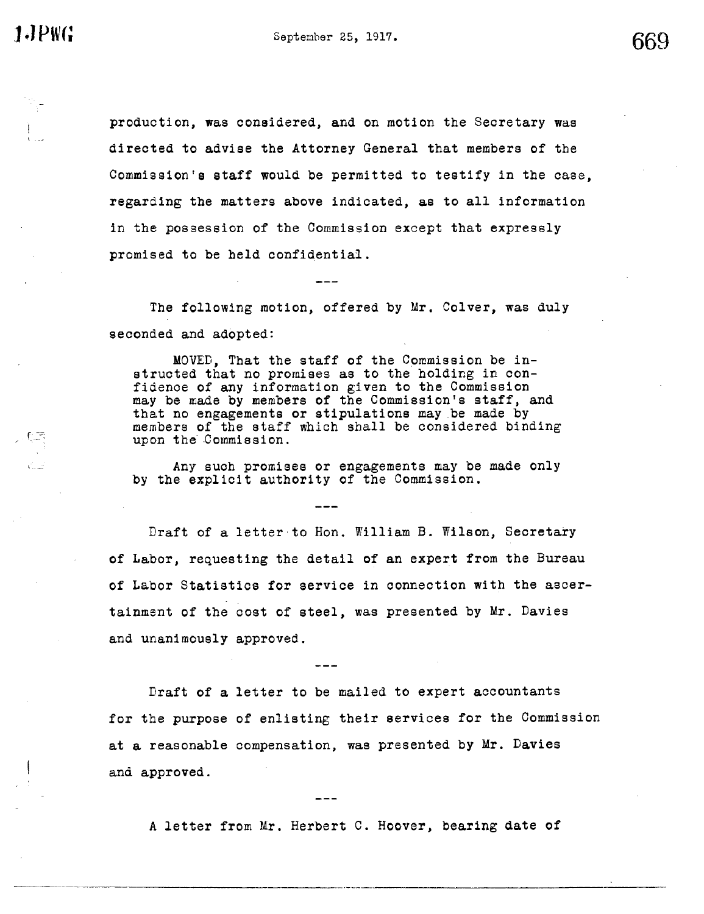production, was considered, and on motion the Secretary was directed to advise the Attorney General that members of the Commission's staff would be permitted to testify in the case, regarding the matters above indicated, as to all information in the possession of the Commission except that expressly promised to be held confidential.

---

The following motion, offered by Mr. Colver, was duly seconded and adopted:

> MOVED, That the staff of the Commission be instructed that no promises as to the holding in confidence of any information given to the Commission may be made by members of the Commission's staff, and that no engagements or stipulations may be made by members of the staff which shall be considered binding upon the Commission.
>
> Any such promises or engagements may be made only by the explicit authority of the Commission.

---

Draft of a letter to Hon. William B. Wilson, Secretary of Labor, requesting the detail of an expert from the Bureau of Labor Statistics for service in connection with the ascertainment of the cost of steel, was presented by Mr. Davies and unanimously approved.

---

Draft of a letter to be mailed to expert accountants for the purpose of enlisting their services for the Commission at a reasonable compensation, was presented by Mr. Davies and approved.

---

A letter from Mr. Herbert C. Hoover, bearing date of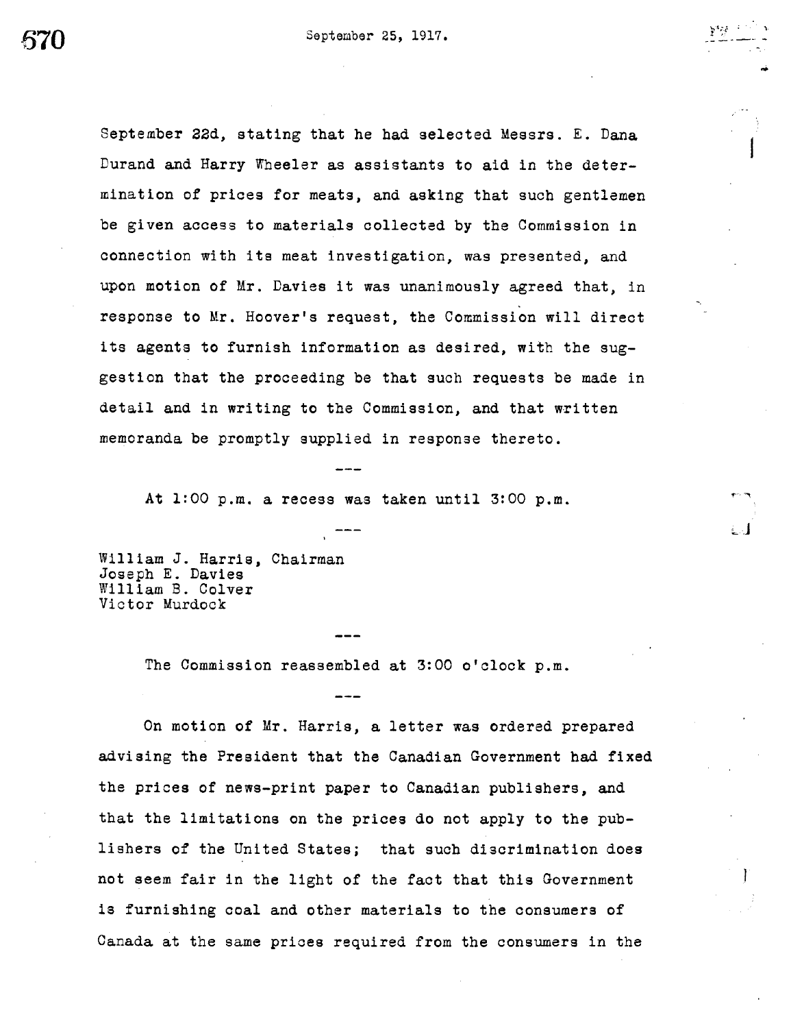September 22d, stating that he had selected Messrs. E. Dana Durand and Harry Wheeler as assistants to aid in the determination of prices for meats, and asking that such gentlemen be given access to materials collected by the Commission in connection with its meat investigation, was presented, and upon motion of Mr. Davies it was unanimously agreed that, in response to Mr. Hoover's request, the Commission will direct its agents to furnish information as desired, with the suggestion that the proceeding be that such requests be made in detail and in writing to the Commission, and that written memoranda be promptly supplied in response thereto.

---

At 1:00 p.m. a recess was taken until 3:00 p.m.

---

William J. Harris, Chairman
Joseph E. Davies
William B. Colver
Victor Murdock

---

The Commission reassembled at 3:00 o'clock p.m.

---

On motion of Mr. Harris, a letter was ordered prepared advising the President that the Canadian Government had fixed the prices of news-print paper to Canadian publishers, and that the limitations on the prices do not apply to the publishers of the United States; that such discrimination does not seem fair in the light of the fact that this Government is furnishing coal and other materials to the consumers of Canada at the same prices required from the consumers in the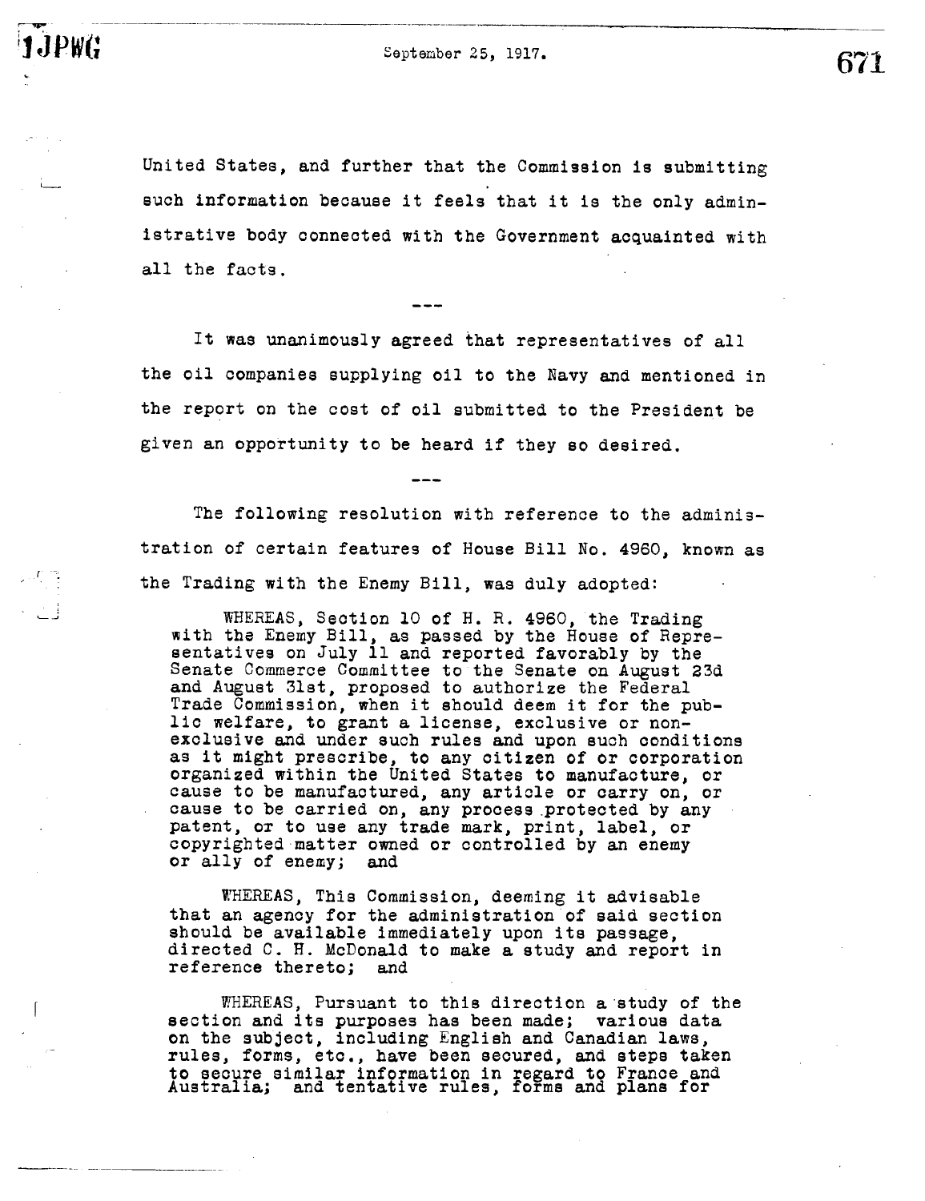United States, and further that the Commission is submitting such information because it feels that it is the only administrative body connected with the Government acquainted with all the facts.

---

It was unanimously agreed that representatives of all the oil companies supplying oil to the Navy and mentioned in the report on the cost of oil submitted to the President be given an opportunity to be heard if they so desired.

---

The following resolution with reference to the administration of certain features of House Bill No. 4960, known as the Trading with the Enemy Bill, was duly adopted:

> WHEREAS, Section 10 of H. R. 4960, the Trading with the Enemy Bill, as passed by the House of Representatives on July 11 and reported favorably by the Senate Commerce Committee to the Senate on August 23d and August 31st, proposed to authorize the Federal Trade Commission, when it should deem it for the public welfare, to grant a license, exclusive or non-exclusive and under such rules and upon such conditions as it might prescribe, to any citizen of or corporation organized within the United States to manufacture, or cause to be manufactured, any article or carry on, or cause to be carried on, any process protected by any patent, or to use any trade mark, print, label, or copyrighted matter owned or controlled by an enemy or ally of enemy; and
>
> WHEREAS, This Commission, deeming it advisable that an agency for the administration of said section should be available immediately upon its passage, directed C. H. McDonald to make a study and report in reference thereto; and
>
> WHEREAS, Pursuant to this direction a study of the section and its purposes has been made; various data on the subject, including English and Canadian laws, rules, forms, etc., have been secured, and steps taken to secure similar information in regard to France and Australia; and tentative rules, forms and plans for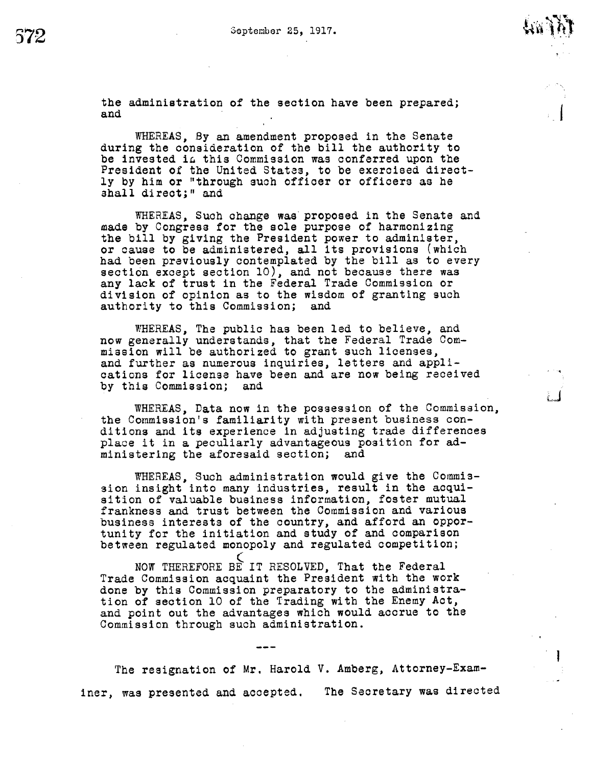the administration of the section have been prepared; and

WHEREAS, By an amendment proposed in the Senate during the consideration of the bill the authority to be invested in this Commission was conferred upon the President of the United States, to be exercised directly by him or "through such officer or officers as he shall direct;" and

WHEREAS, Such change was proposed in the Senate and made by Congress for the sole purpose of harmonizing the bill by giving the President power to administer, or cause to be administered, all its provisions (which had been previously contemplated by the bill as to every section except section 10), and not because there was any lack of trust in the Federal Trade Commission or division of opinion as to the wisdom of granting such authority to this Commission; and

WHEREAS, The public has been led to believe, and now generally understands, that the Federal Trade Commission will be authorized to grant such licenses, and further as numerous inquiries, letters and applications for license have been and are now being received by this Commission; and

WHEREAS, Data now in the possession of the Commission, the Commission's familiarity with present business conditions and its experience in adjusting trade differences place it in a peculiarly advantageous position for administering the aforesaid section; and

WHEREAS, Such administration would give the Commission insight into many industries, result in the acquisition of valuable business information, foster mutual frankness and trust between the Commission and various business interests of the country, and afford an opportunity for the initiation and study of and comparison between regulated monopoly and regulated competition;

NOW THEREFORE BE IT RESOLVED, That the Federal Trade Commission acquaint the President with the work done by this Commission preparatory to the administration of section 10 of the Trading with the Enemy Act, and point out the advantages which would accrue to the Commission through such administration.

---

The resignation of Mr. Harold V. Amberg, Attorney-Examiner, was presented and accepted. The Secretary was directed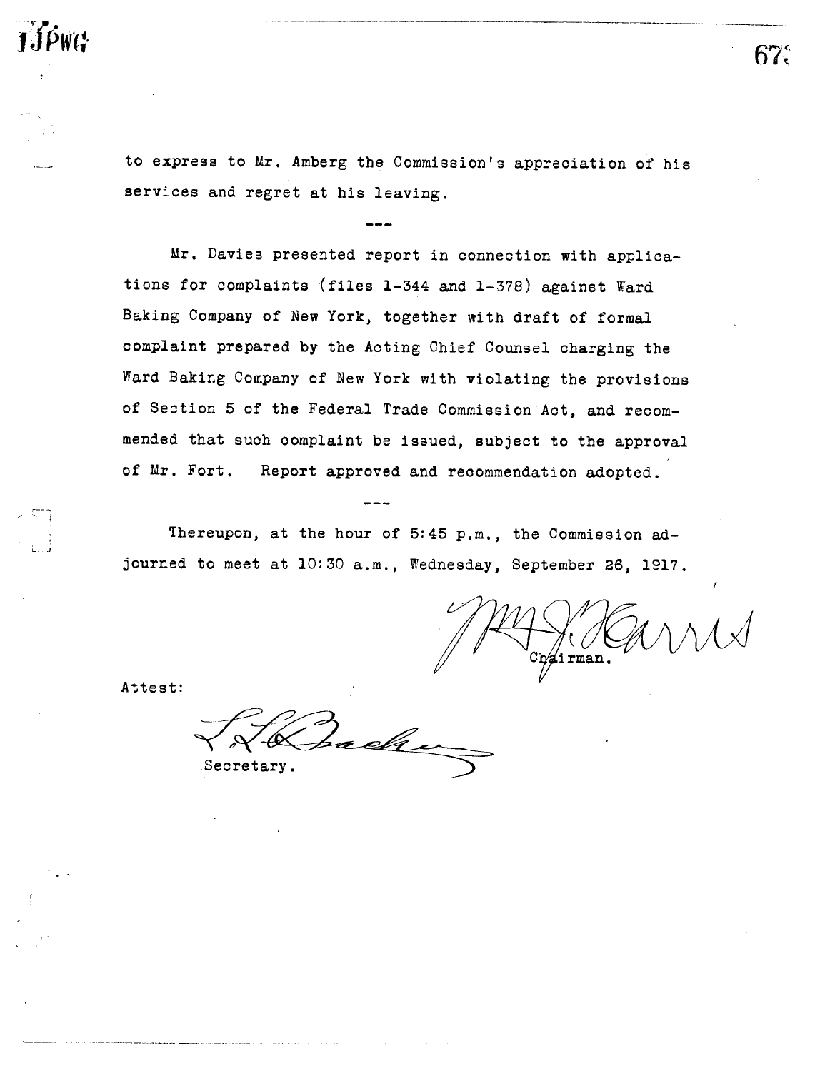to express to Mr. Amberg the Commission's appreciation of his services and regret at his leaving.

---

Mr. Davies presented report in connection with applications for complaints (files 1-344 and 1-378) against Ward Baking Company of New York, together with draft of formal complaint prepared by the Acting Chief Counsel charging the Ward Baking Company of New York with violating the provisions of Section 5 of the Federal Trade Commission Act, and recommended that such complaint be issued, subject to the approval of Mr. Fort. Report approved and recommendation adopted.

---

Thereupon, at the hour of 5:45 p.m., the Commission adjourned to meet at 10:30 a.m., Wednesday, September 26, 1917.

Wm. J. Harris
Chairman.

Attest:

L. L. Bracken
Secretary.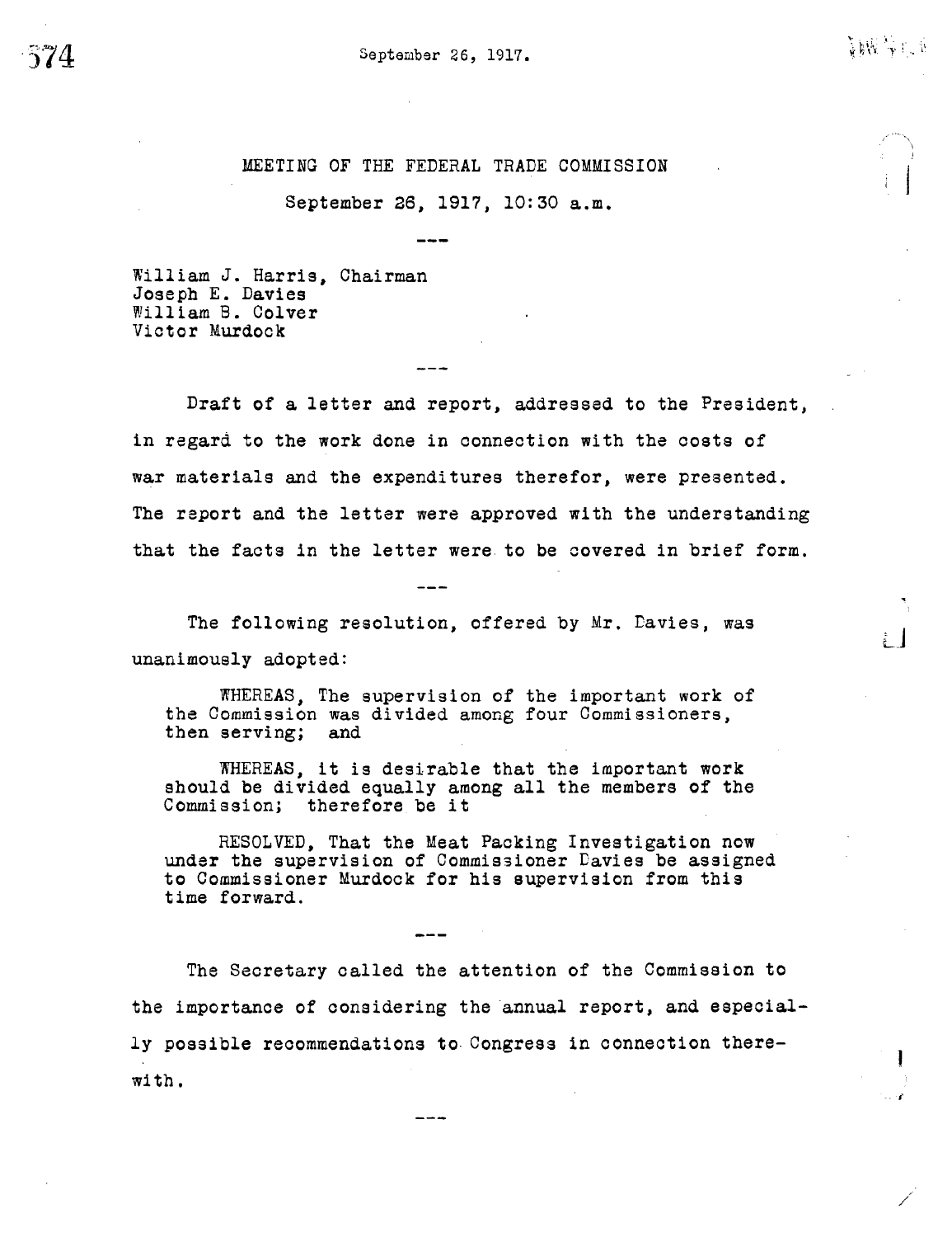September 26, 1917.

MEETING OF THE FEDERAL TRADE COMMISSION

September 26, 1917, 10:30 a.m.

---

William J. Harris, Chairman
Joseph E. Davies
William B. Colver
Victor Murdock

---

Draft of a letter and report, addressed to the President, in regard to the work done in connection with the costs of war materials and the expenditures therefor, were presented. The report and the letter were approved with the understanding that the facts in the letter were to be covered in brief form.

---

The following resolution, offered by Mr. Davies, was unanimously adopted:

> WHEREAS, The supervision of the important work of the Commission was divided among four Commissioners, then serving; and
>
> WHEREAS, it is desirable that the important work should be divided equally among all the members of the Commission; therefore be it
>
> RESOLVED, That the Meat Packing Investigation now under the supervision of Commissioner Davies be assigned to Commissioner Murdock for his supervision from this time forward.

---

The Secretary called the attention of the Commission to the importance of considering the annual report, and especially possible recommendations to Congress in connection therewith.

---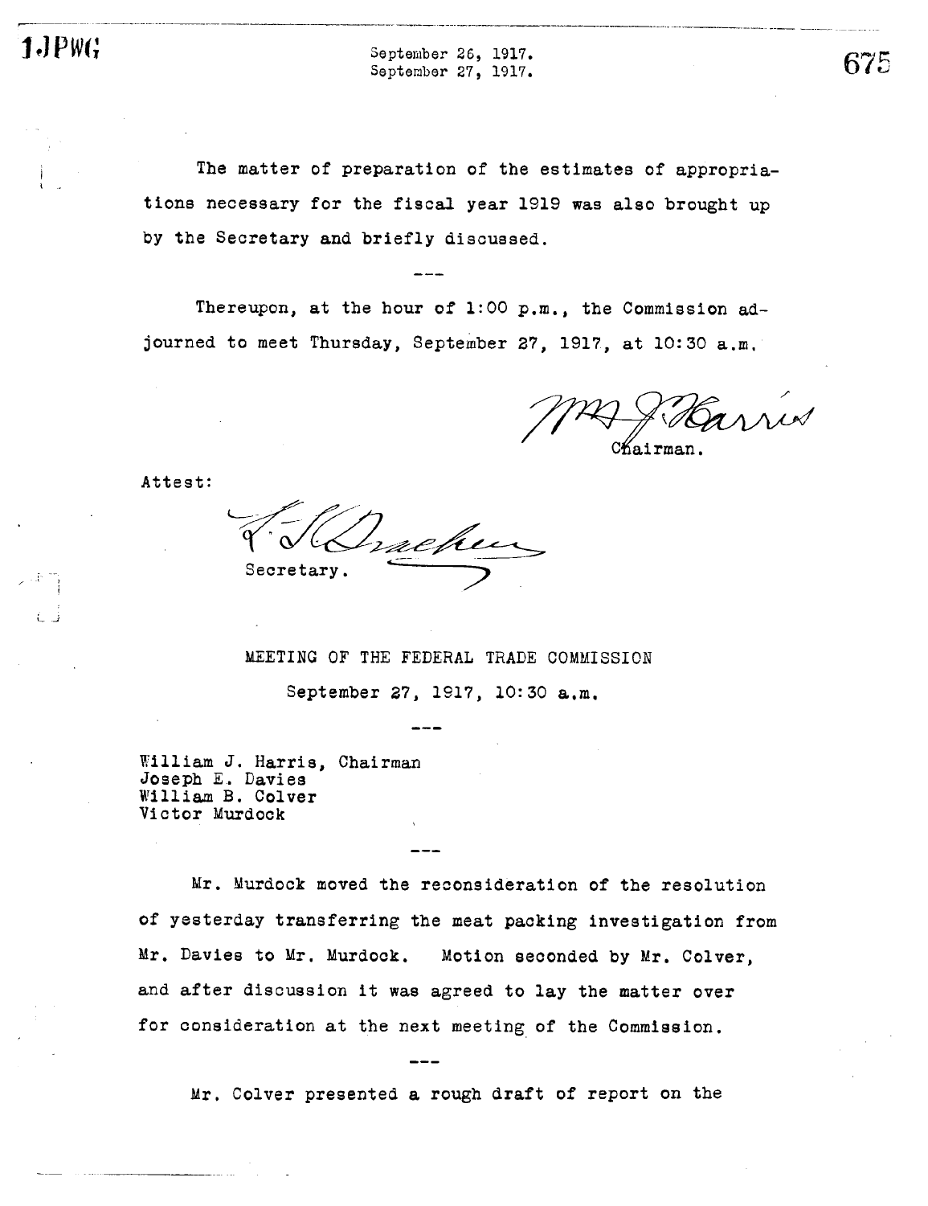The matter of preparation of the estimates of appropriations necessary for the fiscal year 1919 was also brought up by the Secretary and briefly discussed.

---

Thereupon, at the hour of 1:00 p.m., the Commission adjourned to meet Thursday, September 27, 1917, at 10:30 a.m.

Wm J. Harris
Chairman.

Attest:

Secretary.

## MEETING OF THE FEDERAL TRADE COMMISSION

September 27, 1917, 10:30 a.m.

---

William J. Harris, Chairman
Joseph E. Davies
William B. Colver
Victor Murdock

---

Mr. Murdock moved the reconsideration of the resolution of yesterday transferring the meat packing investigation from Mr. Davies to Mr. Murdock. Motion seconded by Mr. Colver, and after discussion it was agreed to lay the matter over for consideration at the next meeting of the Commission.

---

Mr. Colver presented a rough draft of report on the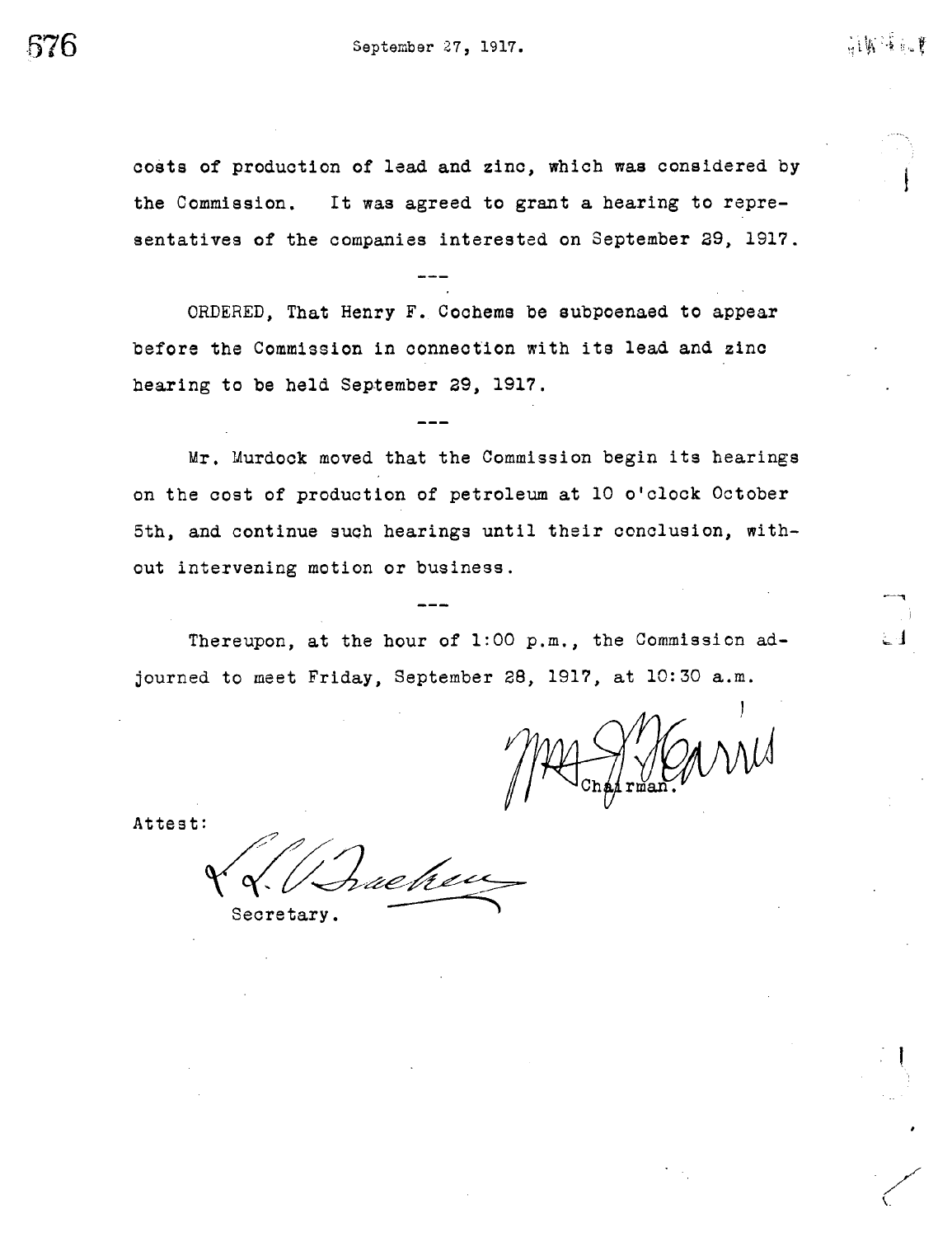costs of production of lead and zinc, which was considered by the Commission. It was agreed to grant a hearing to representatives of the companies interested on September 29, 1917.

---

ORDERED, That Henry F. Cochems be subpoenaed to appear before the Commission in connection with its lead and zinc hearing to be held September 29, 1917.

---

Mr. Murdock moved that the Commission begin its hearings on the cost of production of petroleum at 10 o'clock October 5th, and continue such hearings until their conclusion, without intervening motion or business.

---

Thereupon, at the hour of 1:00 p.m., the Commission adjourned to meet Friday, September 28, 1917, at 10:30 a.m.

Wm. J. Harris
Chairman.

Attest:

L. L. Bracken
Secretary.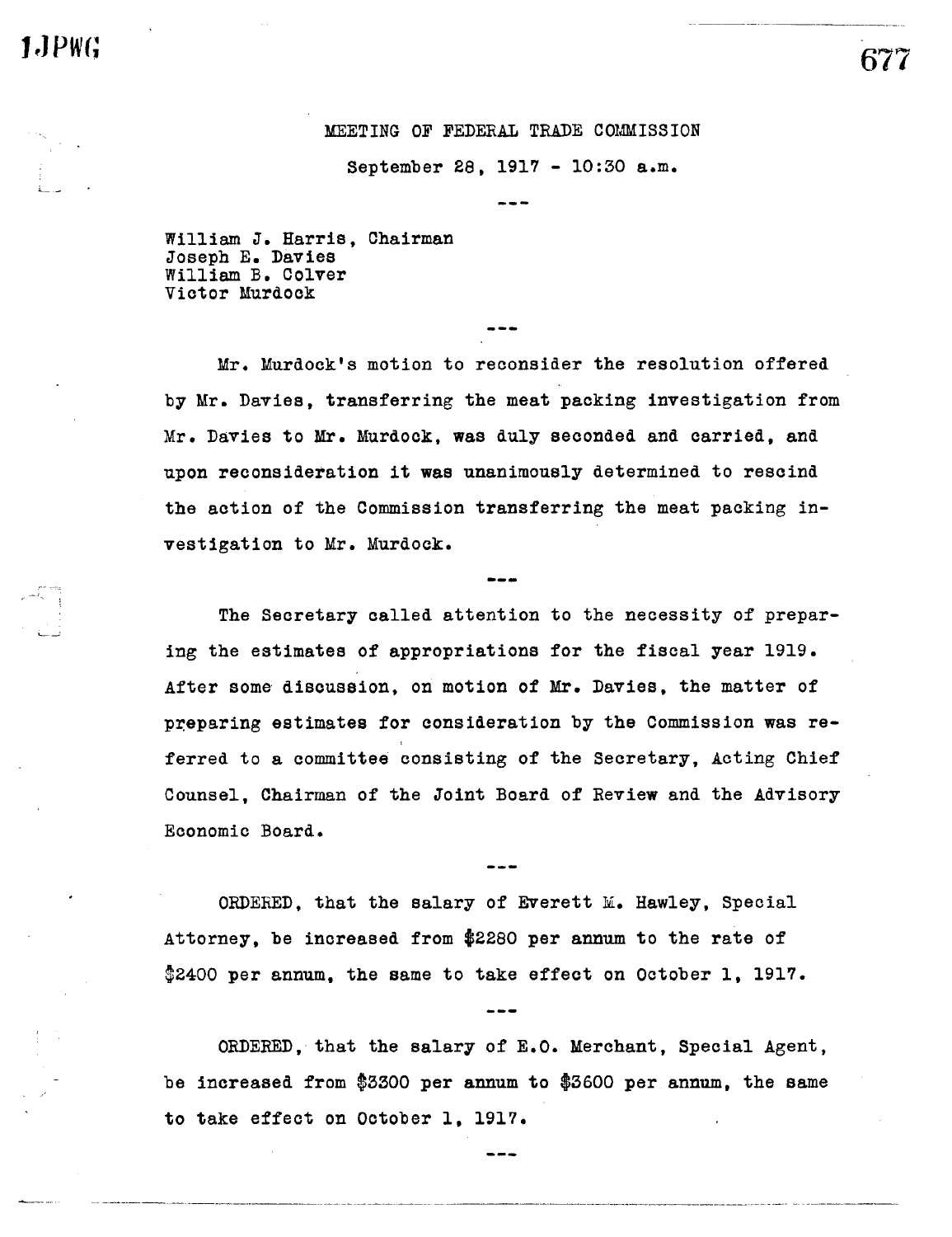MEETING OF FEDERAL TRADE COMMISSION

September 28, 1917 - 10:30 a.m.

---

William J. Harris, Chairman
Joseph E. Davies
William B. Colver
Victor Murdock

---

Mr. Murdock's motion to reconsider the resolution offered by Mr. Davies, transferring the meat packing investigation from Mr. Davies to Mr. Murdock, was duly seconded and carried, and upon reconsideration it was unanimously determined to rescind the action of the Commission transferring the meat packing investigation to Mr. Murdock.

---

The Secretary called attention to the necessity of preparing the estimates of appropriations for the fiscal year 1919. After some discussion, on motion of Mr. Davies, the matter of preparing estimates for consideration by the Commission was referred to a committee consisting of the Secretary, Acting Chief Counsel, Chairman of the Joint Board of Review and the Advisory Economic Board.

---

ORDERED, that the salary of Everett M. Hawley, Special Attorney, be increased from $2280 per annum to the rate of $2400 per annum, the same to take effect on October 1, 1917.

---

ORDERED, that the salary of E.O. Merchant, Special Agent, be increased from $3300 per annum to $3600 per annum, the same to take effect on October 1, 1917.

---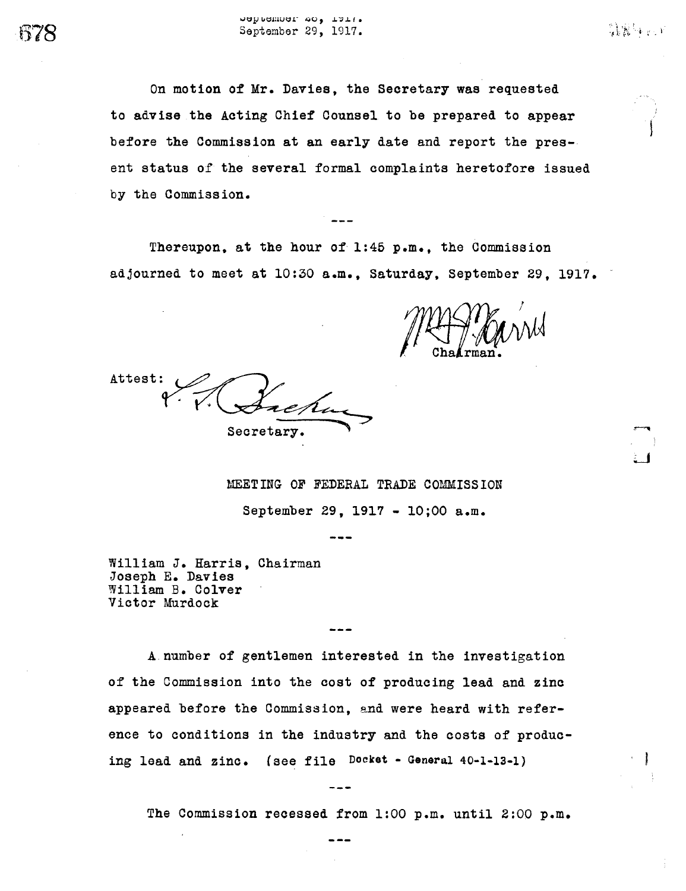On motion of Mr. Davies, the Secretary was requested to advise the Acting Chief Counsel to be prepared to appear before the Commission at an early date and report the present status of the several formal complaints heretofore issued by the Commission.

---

Thereupon, at the hour of 1:45 p.m., the Commission adjourned to meet at 10:30 a.m., Saturday, September 29, 1917.

Chairman.

Attest:

Secretary.

MEETING OF FEDERAL TRADE COMMISSION

September 29, 1917 - 10;00 a.m.

---

William J. Harris, Chairman
Joseph E. Davies
William B. Colver
Victor Murdock

---

A number of gentlemen interested in the investigation of the Commission into the cost of producing lead and zinc appeared before the Commission, and were heard with reference to conditions in the industry and the costs of producing lead and zinc. (see file Docket - General 40-1-13-1)

---

The Commission recessed from 1:00 p.m. until 2:00 p.m.

---